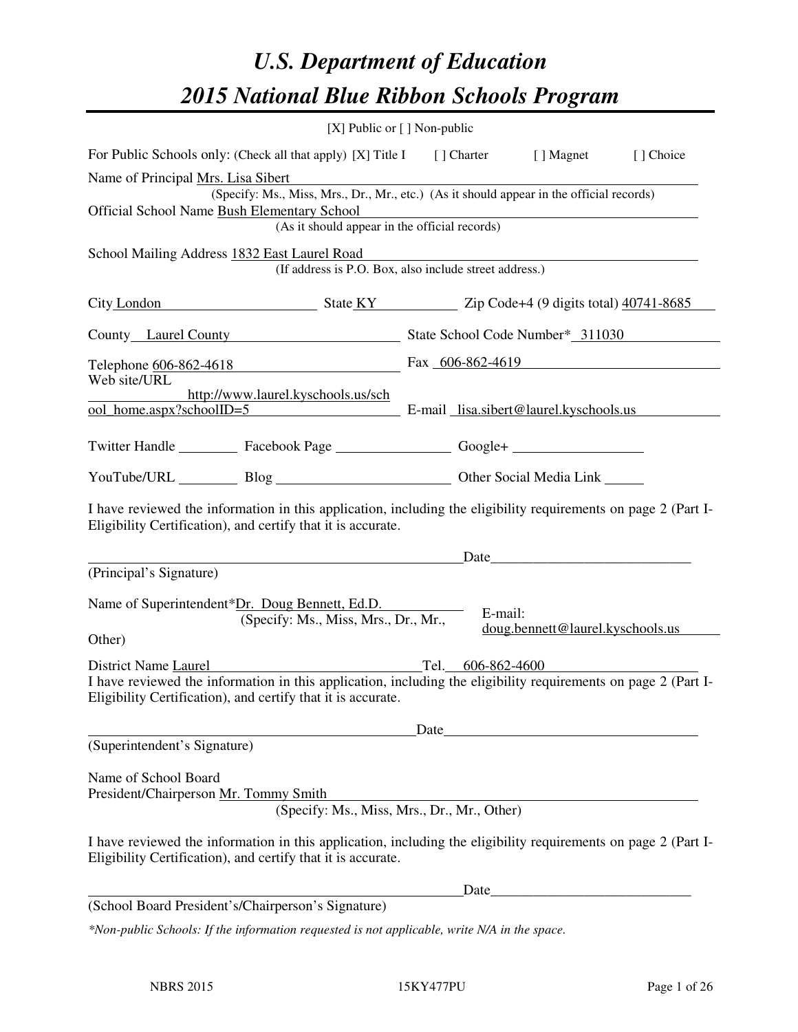# U.S. Department of Education

# 2015 National Blue Ribbon Schools Program

[X] Public or [ ] Non-public

For Public Schools only: (Check all that apply) [X] Title I [ ] Charter [ ] Magnet [ ] Choice

Name of Principal Mrs. Lisa Sibert
(Specify: Ms., Miss, Mrs., Dr., Mr., etc.) (As it should appear in the official records)

Official School Name Bush Elementary School
(As it should appear in the official records)

School Mailing Address 1832 East Laurel Road
(If address is P.O. Box, also include street address.)

City London State KY Zip Code+4 (9 digits total) 40741-8685

County Laurel County State School Code Number* 311030

Telephone 606-862-4618 Fax 606-862-4619

Web site/URL http://www.laurel.kyschools.us/school_home.aspx?schoolID=5 E-mail lisa.sibert@laurel.kyschools.us

Twitter Handle ________ Facebook Page ________ Google+ ________

YouTube/URL ________ Blog ________ Other Social Media Link ________

I have reviewed the information in this application, including the eligibility requirements on page 2 (Part I-Eligibility Certification), and certify that it is accurate.

_____________________________ Date_____________________
(Principal's Signature)

Name of Superintendent*Dr. Doug Bennett, Ed.D.
(Specify: Ms., Miss, Mrs., Dr., Mr., Other)
E-mail: doug.bennett@laurel.kyschools.us

District Name Laurel Tel. 606-862-4600

I have reviewed the information in this application, including the eligibility requirements on page 2 (Part I-Eligibility Certification), and certify that it is accurate.

_____________________________ Date_____________________
(Superintendent's Signature)

Name of School Board
President/Chairperson Mr. Tommy Smith
(Specify: Ms., Miss, Mrs., Dr., Mr., Other)

I have reviewed the information in this application, including the eligibility requirements on page 2 (Part I-Eligibility Certification), and certify that it is accurate.

_____________________________ Date_____________________
(School Board President's/Chairperson's Signature)

*Non-public Schools: If the information requested is not applicable, write N/A in the space.*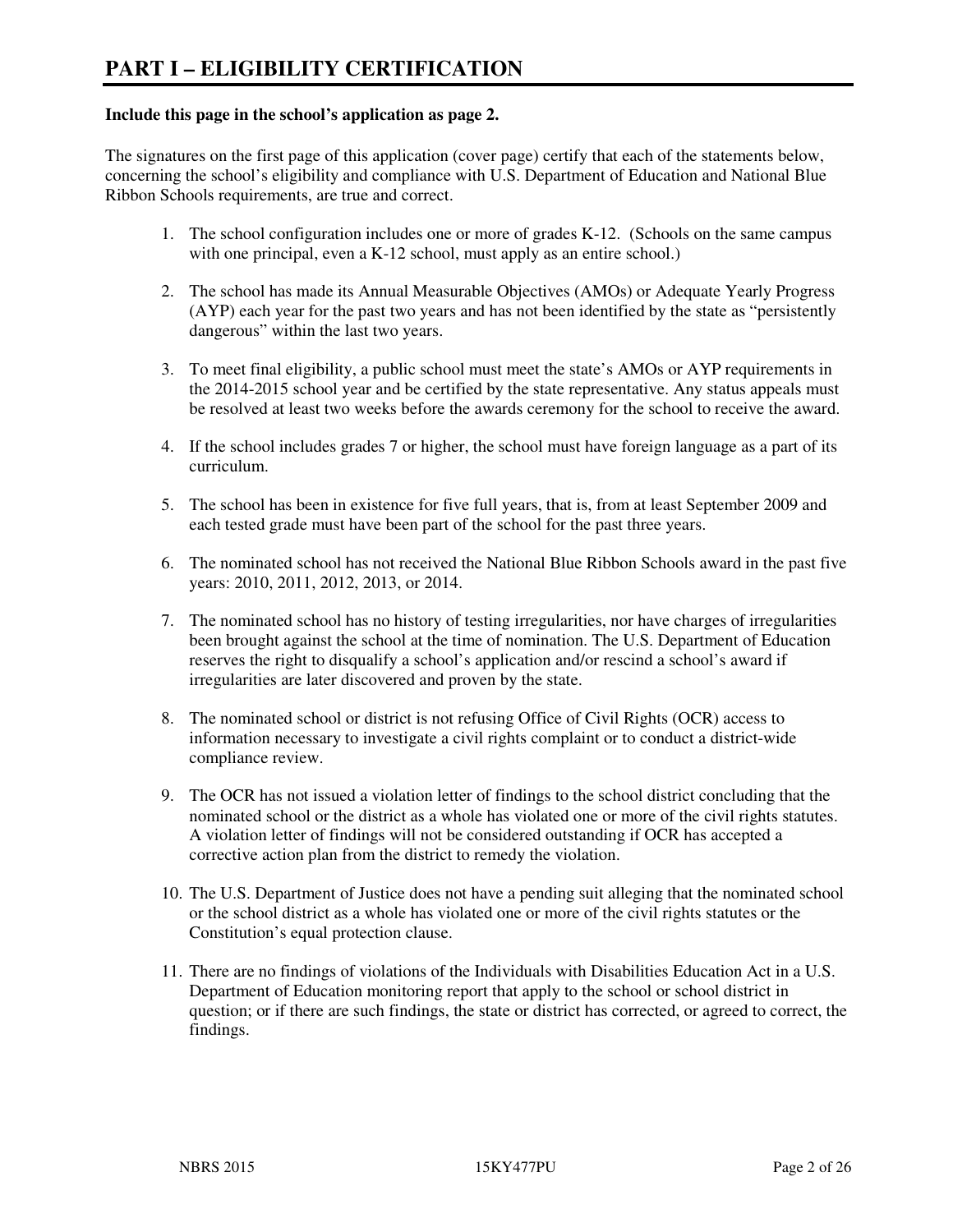# PART I – ELIGIBILITY CERTIFICATION

**Include this page in the school's application as page 2.**

The signatures on the first page of this application (cover page) certify that each of the statements below, concerning the school's eligibility and compliance with U.S. Department of Education and National Blue Ribbon Schools requirements, are true and correct.

1. The school configuration includes one or more of grades K-12. (Schools on the same campus with one principal, even a K-12 school, must apply as an entire school.)

2. The school has made its Annual Measurable Objectives (AMOs) or Adequate Yearly Progress (AYP) each year for the past two years and has not been identified by the state as "persistently dangerous" within the last two years.

3. To meet final eligibility, a public school must meet the state's AMOs or AYP requirements in the 2014-2015 school year and be certified by the state representative. Any status appeals must be resolved at least two weeks before the awards ceremony for the school to receive the award.

4. If the school includes grades 7 or higher, the school must have foreign language as a part of its curriculum.

5. The school has been in existence for five full years, that is, from at least September 2009 and each tested grade must have been part of the school for the past three years.

6. The nominated school has not received the National Blue Ribbon Schools award in the past five years: 2010, 2011, 2012, 2013, or 2014.

7. The nominated school has no history of testing irregularities, nor have charges of irregularities been brought against the school at the time of nomination. The U.S. Department of Education reserves the right to disqualify a school's application and/or rescind a school's award if irregularities are later discovered and proven by the state.

8. The nominated school or district is not refusing Office of Civil Rights (OCR) access to information necessary to investigate a civil rights complaint or to conduct a district-wide compliance review.

9. The OCR has not issued a violation letter of findings to the school district concluding that the nominated school or the district as a whole has violated one or more of the civil rights statutes. A violation letter of findings will not be considered outstanding if OCR has accepted a corrective action plan from the district to remedy the violation.

10. The U.S. Department of Justice does not have a pending suit alleging that the nominated school or the school district as a whole has violated one or more of the civil rights statutes or the Constitution's equal protection clause.

11. There are no findings of violations of the Individuals with Disabilities Education Act in a U.S. Department of Education monitoring report that apply to the school or school district in question; or if there are such findings, the state or district has corrected, or agreed to correct, the findings.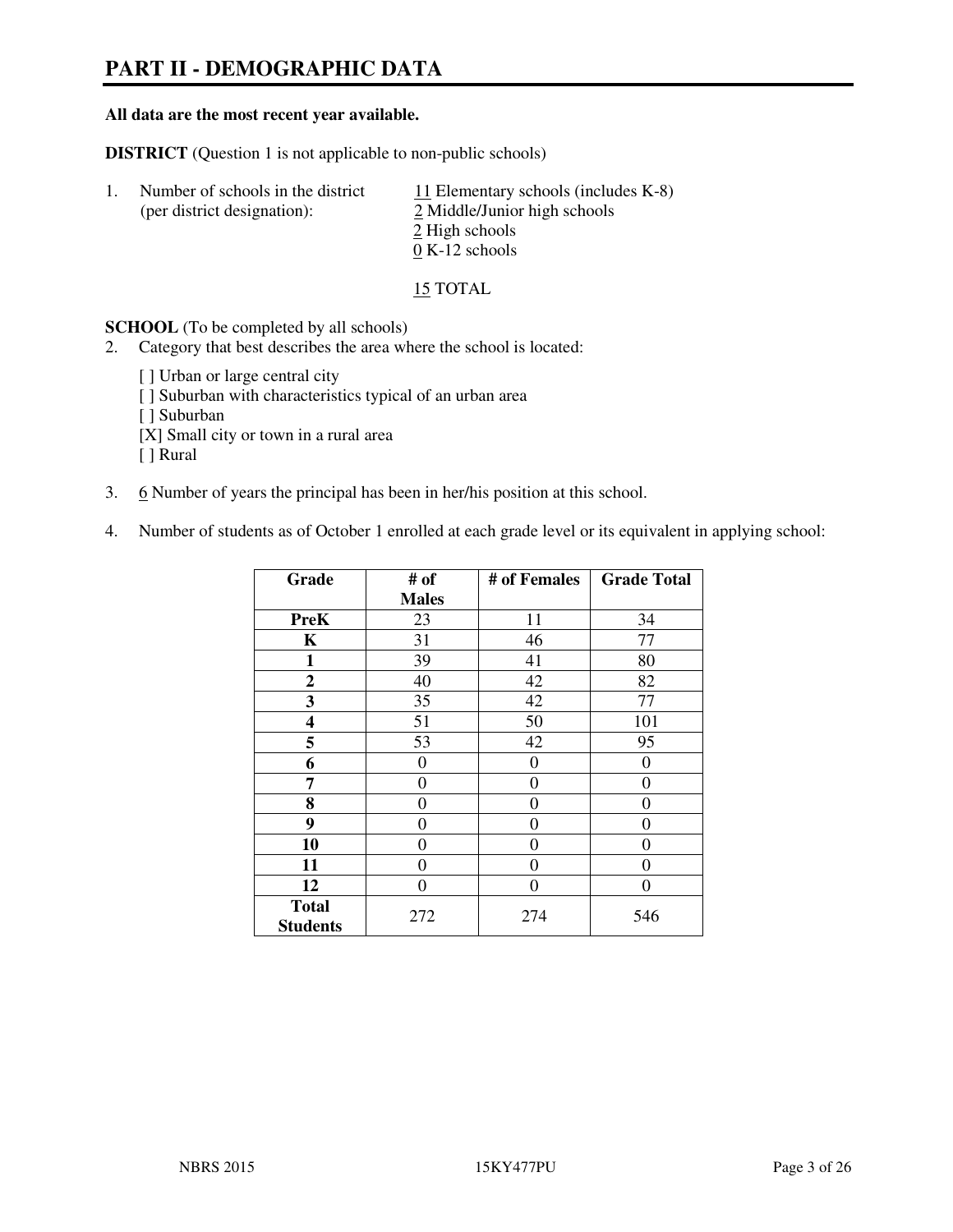# PART II - DEMOGRAPHIC DATA

**All data are the most recent year available.**

**DISTRICT** (Question 1 is not applicable to non-public schools)

1. Number of schools in the district (per district designation):
   - 11 Elementary schools (includes K-8)
   - 2 Middle/Junior high schools
   - 2 High schools
   - 0 K-12 schools

   15 TOTAL

**SCHOOL** (To be completed by all schools)

2. Category that best describes the area where the school is located:

   [ ] Urban or large central city
   [ ] Suburban with characteristics typical of an urban area
   [ ] Suburban
   [X] Small city or town in a rural area
   [ ] Rural

3. 6 Number of years the principal has been in her/his position at this school.

4. Number of students as of October 1 enrolled at each grade level or its equivalent in applying school:

| Grade | # of Males | # of Females | Grade Total |
|---|---|---|---|
| **PreK** | 23 | 11 | 34 |
| **K** | 31 | 46 | 77 |
| **1** | 39 | 41 | 80 |
| **2** | 40 | 42 | 82 |
| **3** | 35 | 42 | 77 |
| **4** | 51 | 50 | 101 |
| **5** | 53 | 42 | 95 |
| **6** | 0 | 0 | 0 |
| **7** | 0 | 0 | 0 |
| **8** | 0 | 0 | 0 |
| **9** | 0 | 0 | 0 |
| **10** | 0 | 0 | 0 |
| **11** | 0 | 0 | 0 |
| **12** | 0 | 0 | 0 |
| **Total Students** | 272 | 274 | 546 |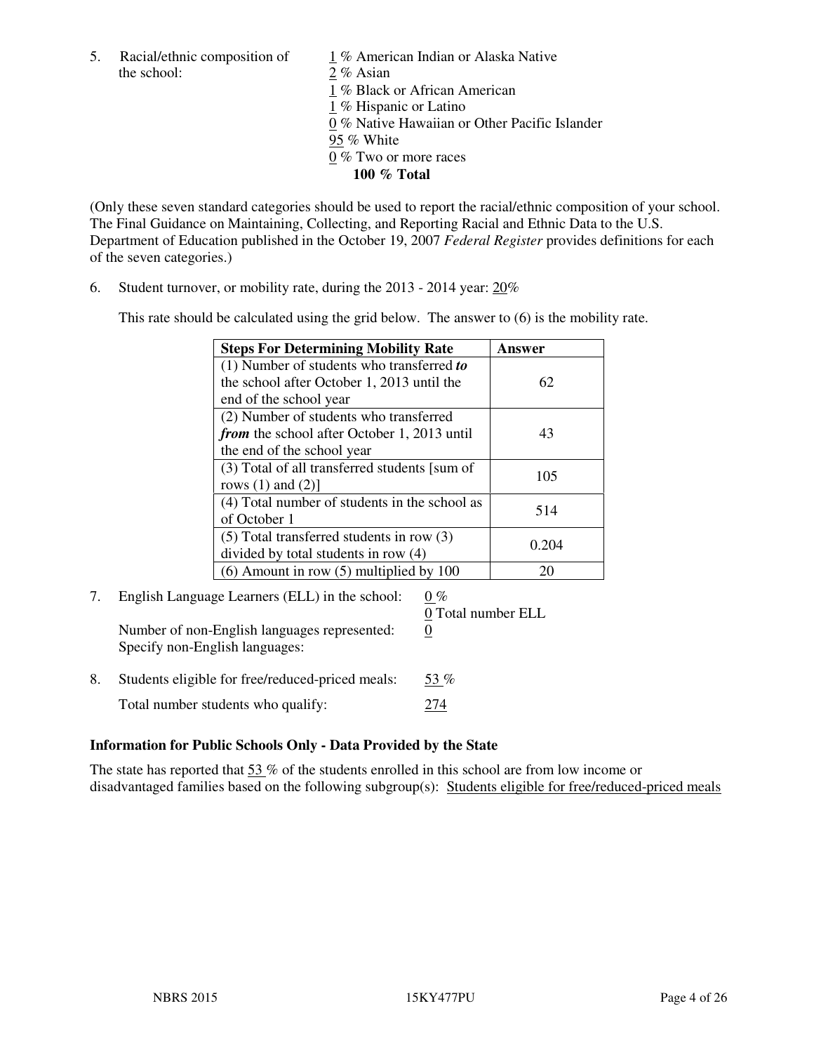5. Racial/ethnic composition of the school:

1 % American Indian or Alaska Native
2 % Asian
1 % Black or African American
1 % Hispanic or Latino
0 % Native Hawaiian or Other Pacific Islander
95 % White
0 % Two or more races
**100 % Total**

(Only these seven standard categories should be used to report the racial/ethnic composition of your school. The Final Guidance on Maintaining, Collecting, and Reporting Racial and Ethnic Data to the U.S. Department of Education published in the October 19, 2007 *Federal Register* provides definitions for each of the seven categories.)

6. Student turnover, or mobility rate, during the 2013 - 2014 year: 20%

This rate should be calculated using the grid below. The answer to (6) is the mobility rate.

| Steps For Determining Mobility Rate | Answer |
|---|---|
| (1) Number of students who transferred ***to*** the school after October 1, 2013 until the end of the school year | 62 |
| (2) Number of students who transferred ***from*** the school after October 1, 2013 until the end of the school year | 43 |
| (3) Total of all transferred students [sum of rows (1) and (2)] | 105 |
| (4) Total number of students in the school as of October 1 | 514 |
| (5) Total transferred students in row (3) divided by total students in row (4) | 0.204 |
| (6) Amount in row (5) multiplied by 100 | 20 |

7. English Language Learners (ELL) in the school: 0 %
0 Total number ELL
Number of non-English languages represented: 0
Specify non-English languages:

8. Students eligible for free/reduced-priced meals: 53 %
Total number students who qualify: 274

**Information for Public Schools Only - Data Provided by the State**

The state has reported that 53 % of the students enrolled in this school are from low income or disadvantaged families based on the following subgroup(s): Students eligible for free/reduced-priced meals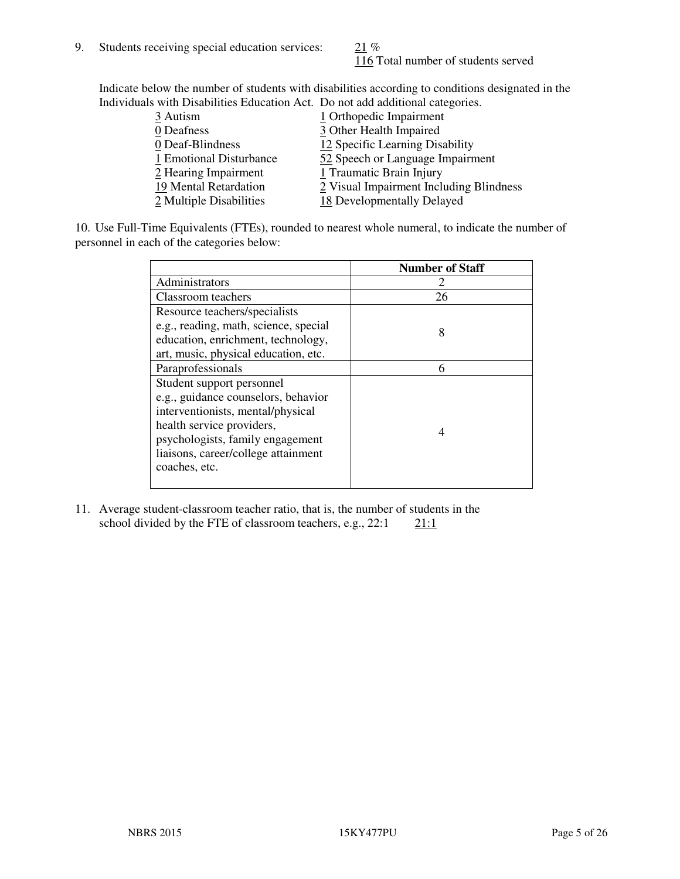9. Students receiving special education services: 21 %
   116 Total number of students served

   Indicate below the number of students with disabilities according to conditions designated in the Individuals with Disabilities Education Act. Do not add additional categories.

   3 Autism
   0 Deafness
   0 Deaf-Blindness
   1 Emotional Disturbance
   2 Hearing Impairment
   19 Mental Retardation
   2 Multiple Disabilities
   1 Orthopedic Impairment
   3 Other Health Impaired
   12 Specific Learning Disability
   52 Speech or Language Impairment
   1 Traumatic Brain Injury
   2 Visual Impairment Including Blindness
   18 Developmentally Delayed

10. Use Full-Time Equivalents (FTEs), rounded to nearest whole numeral, to indicate the number of personnel in each of the categories below:

| | Number of Staff |
|---|---|
| Administrators | 2 |
| Classroom teachers | 26 |
| Resource teachers/specialists e.g., reading, math, science, special education, enrichment, technology, art, music, physical education, etc. | 8 |
| Paraprofessionals | 6 |
| Student support personnel e.g., guidance counselors, behavior interventionists, mental/physical health service providers, psychologists, family engagement liaisons, career/college attainment coaches, etc. | 4 |

11. Average student-classroom teacher ratio, that is, the number of students in the school divided by the FTE of classroom teachers, e.g., 22:1 21:1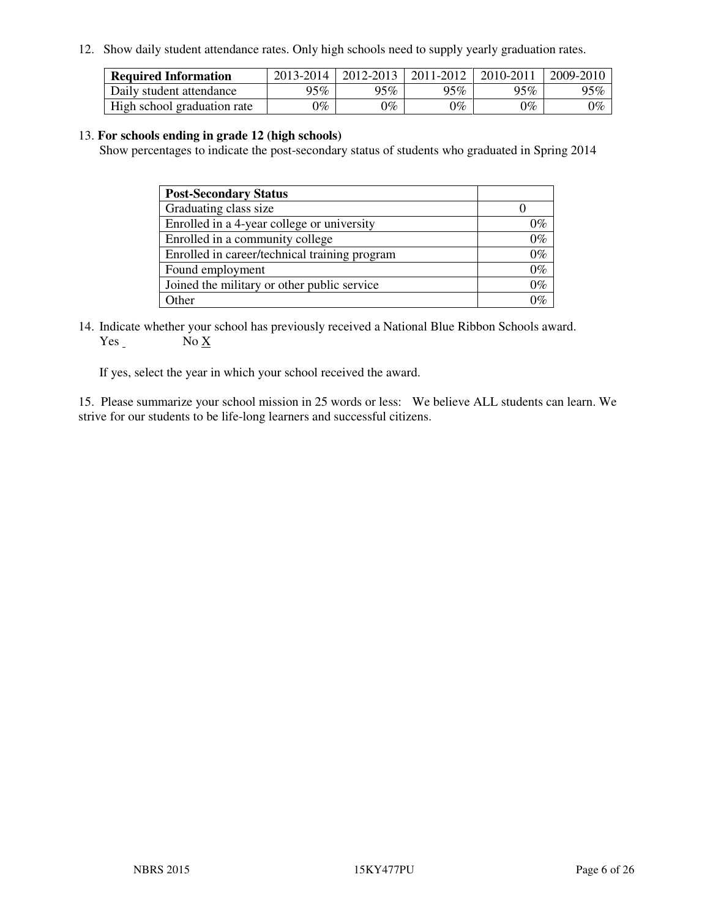12. Show daily student attendance rates. Only high schools need to supply yearly graduation rates.

| **Required Information** | 2013-2014 | 2012-2013 | 2011-2012 | 2010-2011 | 2009-2010 |
|---|---|---|---|---|---|
| Daily student attendance | 95% | 95% | 95% | 95% | 95% |
| High school graduation rate | 0% | 0% | 0% | 0% | 0% |

13. **For schools ending in grade 12 (high schools)**
Show percentages to indicate the post-secondary status of students who graduated in Spring 2014

| **Post-Secondary Status** | |
|---|---|
| Graduating class size | 0 |
| Enrolled in a 4-year college or university | 0% |
| Enrolled in a community college | 0% |
| Enrolled in career/technical training program | 0% |
| Found employment | 0% |
| Joined the military or other public service | 0% |
| Other | 0% |

14. Indicate whether your school has previously received a National Blue Ribbon Schools award.
Yes _ No X

If yes, select the year in which your school received the award.

15. Please summarize your school mission in 25 words or less: We believe ALL students can learn. We strive for our students to be life-long learners and successful citizens.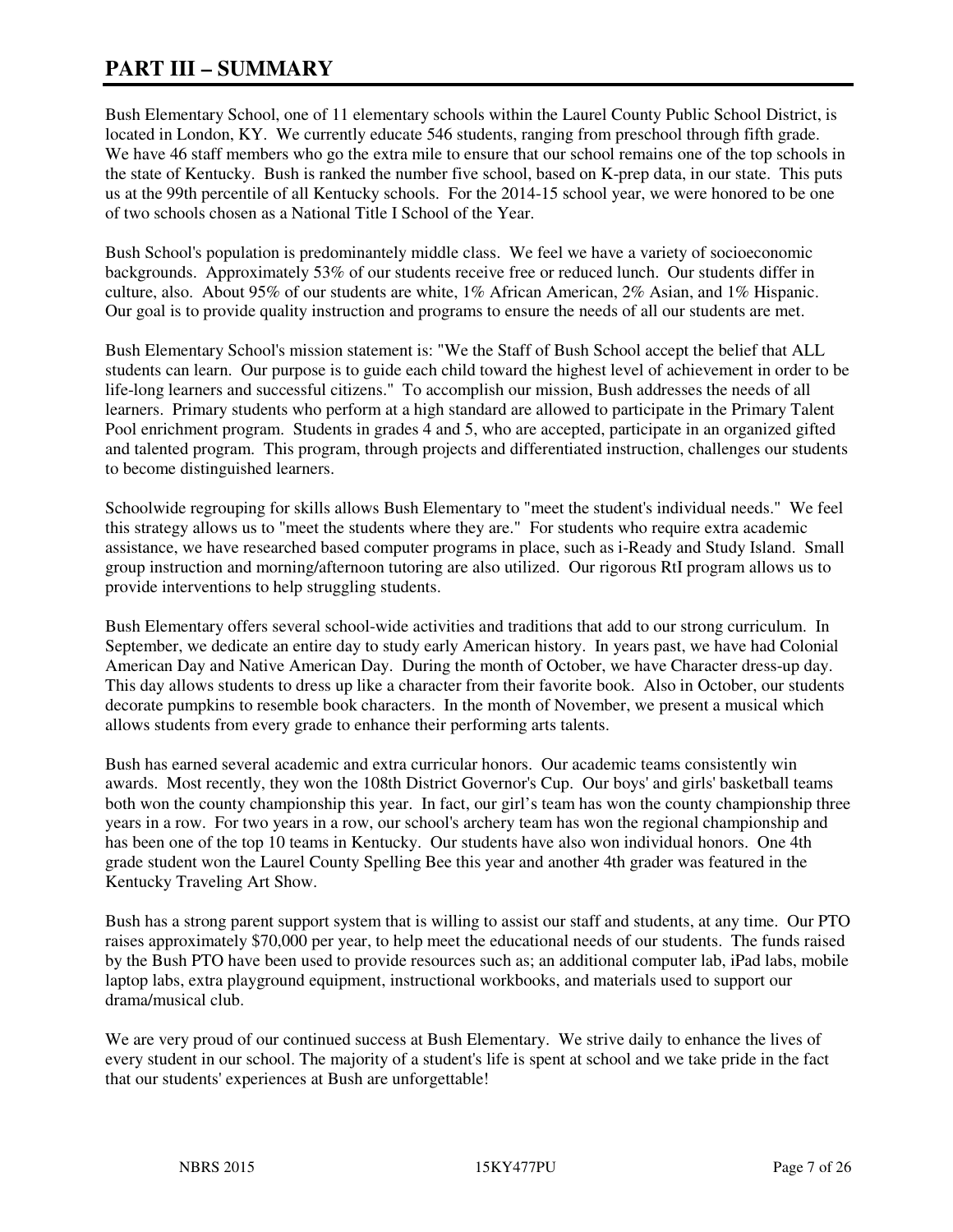# PART III – SUMMARY

Bush Elementary School, one of 11 elementary schools within the Laurel County Public School District, is located in London, KY. We currently educate 546 students, ranging from preschool through fifth grade. We have 46 staff members who go the extra mile to ensure that our school remains one of the top schools in the state of Kentucky. Bush is ranked the number five school, based on K-prep data, in our state. This puts us at the 99th percentile of all Kentucky schools. For the 2014-15 school year, we were honored to be one of two schools chosen as a National Title I School of the Year.

Bush School's population is predominantely middle class. We feel we have a variety of socioeconomic backgrounds. Approximately 53% of our students receive free or reduced lunch. Our students differ in culture, also. About 95% of our students are white, 1% African American, 2% Asian, and 1% Hispanic. Our goal is to provide quality instruction and programs to ensure the needs of all our students are met.

Bush Elementary School's mission statement is: "We the Staff of Bush School accept the belief that ALL students can learn. Our purpose is to guide each child toward the highest level of achievement in order to be life-long learners and successful citizens." To accomplish our mission, Bush addresses the needs of all learners. Primary students who perform at a high standard are allowed to participate in the Primary Talent Pool enrichment program. Students in grades 4 and 5, who are accepted, participate in an organized gifted and talented program. This program, through projects and differentiated instruction, challenges our students to become distinguished learners.

Schoolwide regrouping for skills allows Bush Elementary to "meet the student's individual needs." We feel this strategy allows us to "meet the students where they are." For students who require extra academic assistance, we have researched based computer programs in place, such as i-Ready and Study Island. Small group instruction and morning/afternoon tutoring are also utilized. Our rigorous RtI program allows us to provide interventions to help struggling students.

Bush Elementary offers several school-wide activities and traditions that add to our strong curriculum. In September, we dedicate an entire day to study early American history. In years past, we have had Colonial American Day and Native American Day. During the month of October, we have Character dress-up day. This day allows students to dress up like a character from their favorite book. Also in October, our students decorate pumpkins to resemble book characters. In the month of November, we present a musical which allows students from every grade to enhance their performing arts talents.

Bush has earned several academic and extra curricular honors. Our academic teams consistently win awards. Most recently, they won the 108th District Governor's Cup. Our boys' and girls' basketball teams both won the county championship this year. In fact, our girl's team has won the county championship three years in a row. For two years in a row, our school's archery team has won the regional championship and has been one of the top 10 teams in Kentucky. Our students have also won individual honors. One 4th grade student won the Laurel County Spelling Bee this year and another 4th grader was featured in the Kentucky Traveling Art Show.

Bush has a strong parent support system that is willing to assist our staff and students, at any time. Our PTO raises approximately $70,000 per year, to help meet the educational needs of our students. The funds raised by the Bush PTO have been used to provide resources such as; an additional computer lab, iPad labs, mobile laptop labs, extra playground equipment, instructional workbooks, and materials used to support our drama/musical club.

We are very proud of our continued success at Bush Elementary. We strive daily to enhance the lives of every student in our school. The majority of a student's life is spent at school and we take pride in the fact that our students' experiences at Bush are unforgettable!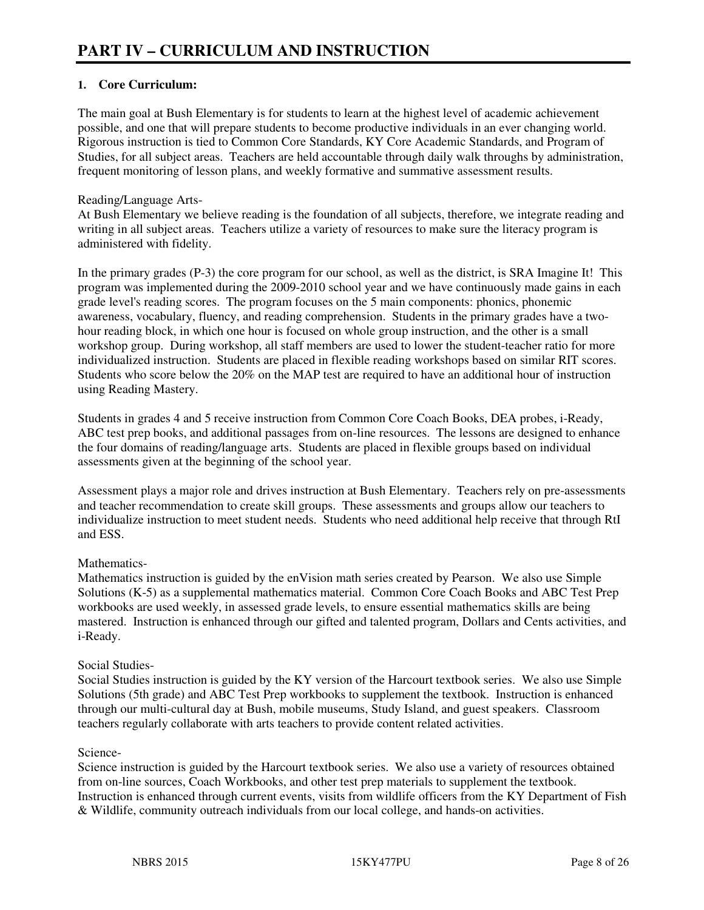# PART IV – CURRICULUM AND INSTRUCTION

**1. Core Curriculum:**

The main goal at Bush Elementary is for students to learn at the highest level of academic achievement possible, and one that will prepare students to become productive individuals in an ever changing world. Rigorous instruction is tied to Common Core Standards, KY Core Academic Standards, and Program of Studies, for all subject areas. Teachers are held accountable through daily walk throughs by administration, frequent monitoring of lesson plans, and weekly formative and summative assessment results.

Reading/Language Arts-

At Bush Elementary we believe reading is the foundation of all subjects, therefore, we integrate reading and writing in all subject areas. Teachers utilize a variety of resources to make sure the literacy program is administered with fidelity.

In the primary grades (P-3) the core program for our school, as well as the district, is SRA Imagine It! This program was implemented during the 2009-2010 school year and we have continuously made gains in each grade level's reading scores. The program focuses on the 5 main components: phonics, phonemic awareness, vocabulary, fluency, and reading comprehension. Students in the primary grades have a two-hour reading block, in which one hour is focused on whole group instruction, and the other is a small workshop group. During workshop, all staff members are used to lower the student-teacher ratio for more individualized instruction. Students are placed in flexible reading workshops based on similar RIT scores. Students who score below the 20% on the MAP test are required to have an additional hour of instruction using Reading Mastery.

Students in grades 4 and 5 receive instruction from Common Core Coach Books, DEA probes, i-Ready, ABC test prep books, and additional passages from on-line resources. The lessons are designed to enhance the four domains of reading/language arts. Students are placed in flexible groups based on individual assessments given at the beginning of the school year.

Assessment plays a major role and drives instruction at Bush Elementary. Teachers rely on pre-assessments and teacher recommendation to create skill groups. These assessments and groups allow our teachers to individualize instruction to meet student needs. Students who need additional help receive that through RtI and ESS.

Mathematics-

Mathematics instruction is guided by the enVision math series created by Pearson. We also use Simple Solutions (K-5) as a supplemental mathematics material. Common Core Coach Books and ABC Test Prep workbooks are used weekly, in assessed grade levels, to ensure essential mathematics skills are being mastered. Instruction is enhanced through our gifted and talented program, Dollars and Cents activities, and i-Ready.

Social Studies-

Social Studies instruction is guided by the KY version of the Harcourt textbook series. We also use Simple Solutions (5th grade) and ABC Test Prep workbooks to supplement the textbook. Instruction is enhanced through our multi-cultural day at Bush, mobile museums, Study Island, and guest speakers. Classroom teachers regularly collaborate with arts teachers to provide content related activities.

Science-

Science instruction is guided by the Harcourt textbook series. We also use a variety of resources obtained from on-line sources, Coach Workbooks, and other test prep materials to supplement the textbook. Instruction is enhanced through current events, visits from wildlife officers from the KY Department of Fish & Wildlife, community outreach individuals from our local college, and hands-on activities.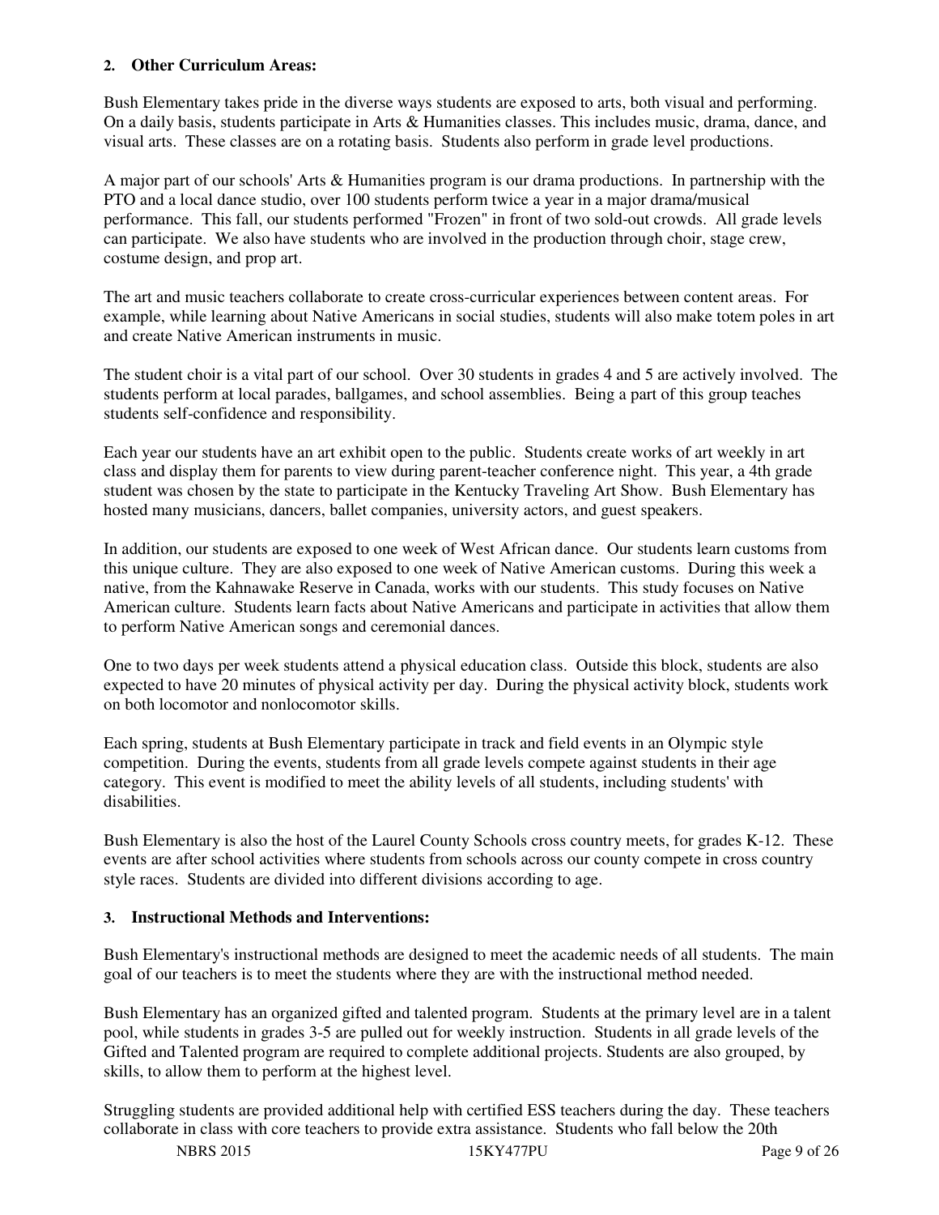**2. Other Curriculum Areas:**

Bush Elementary takes pride in the diverse ways students are exposed to arts, both visual and performing. On a daily basis, students participate in Arts & Humanities classes. This includes music, drama, dance, and visual arts. These classes are on a rotating basis. Students also perform in grade level productions.

A major part of our schools' Arts & Humanities program is our drama productions. In partnership with the PTO and a local dance studio, over 100 students perform twice a year in a major drama/musical performance. This fall, our students performed "Frozen" in front of two sold-out crowds. All grade levels can participate. We also have students who are involved in the production through choir, stage crew, costume design, and prop art.

The art and music teachers collaborate to create cross-curricular experiences between content areas. For example, while learning about Native Americans in social studies, students will also make totem poles in art and create Native American instruments in music.

The student choir is a vital part of our school. Over 30 students in grades 4 and 5 are actively involved. The students perform at local parades, ballgames, and school assemblies. Being a part of this group teaches students self-confidence and responsibility.

Each year our students have an art exhibit open to the public. Students create works of art weekly in art class and display them for parents to view during parent-teacher conference night. This year, a 4th grade student was chosen by the state to participate in the Kentucky Traveling Art Show. Bush Elementary has hosted many musicians, dancers, ballet companies, university actors, and guest speakers.

In addition, our students are exposed to one week of West African dance. Our students learn customs from this unique culture. They are also exposed to one week of Native American customs. During this week a native, from the Kahnawake Reserve in Canada, works with our students. This study focuses on Native American culture. Students learn facts about Native Americans and participate in activities that allow them to perform Native American songs and ceremonial dances.

One to two days per week students attend a physical education class. Outside this block, students are also expected to have 20 minutes of physical activity per day. During the physical activity block, students work on both locomotor and nonlocomotor skills.

Each spring, students at Bush Elementary participate in track and field events in an Olympic style competition. During the events, students from all grade levels compete against students in their age category. This event is modified to meet the ability levels of all students, including students' with disabilities.

Bush Elementary is also the host of the Laurel County Schools cross country meets, for grades K-12. These events are after school activities where students from schools across our county compete in cross country style races. Students are divided into different divisions according to age.

**3. Instructional Methods and Interventions:**

Bush Elementary's instructional methods are designed to meet the academic needs of all students. The main goal of our teachers is to meet the students where they are with the instructional method needed.

Bush Elementary has an organized gifted and talented program. Students at the primary level are in a talent pool, while students in grades 3-5 are pulled out for weekly instruction. Students in all grade levels of the Gifted and Talented program are required to complete additional projects. Students are also grouped, by skills, to allow them to perform at the highest level.

Struggling students are provided additional help with certified ESS teachers during the day. These teachers collaborate in class with core teachers to provide extra assistance. Students who fall below the 20th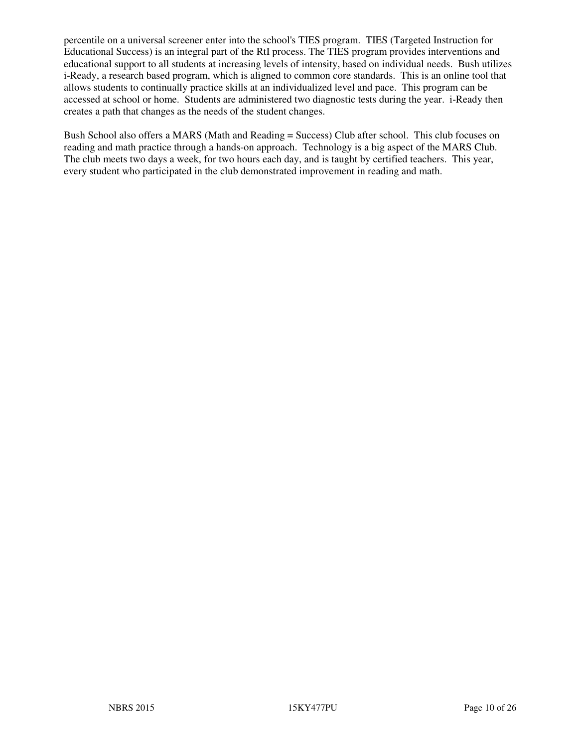percentile on a universal screener enter into the school's TIES program. TIES (Targeted Instruction for Educational Success) is an integral part of the RtI process. The TIES program provides interventions and educational support to all students at increasing levels of intensity, based on individual needs. Bush utilizes i-Ready, a research based program, which is aligned to common core standards. This is an online tool that allows students to continually practice skills at an individualized level and pace. This program can be accessed at school or home. Students are administered two diagnostic tests during the year. i-Ready then creates a path that changes as the needs of the student changes.

Bush School also offers a MARS (Math and Reading = Success) Club after school. This club focuses on reading and math practice through a hands-on approach. Technology is a big aspect of the MARS Club. The club meets two days a week, for two hours each day, and is taught by certified teachers. This year, every student who participated in the club demonstrated improvement in reading and math.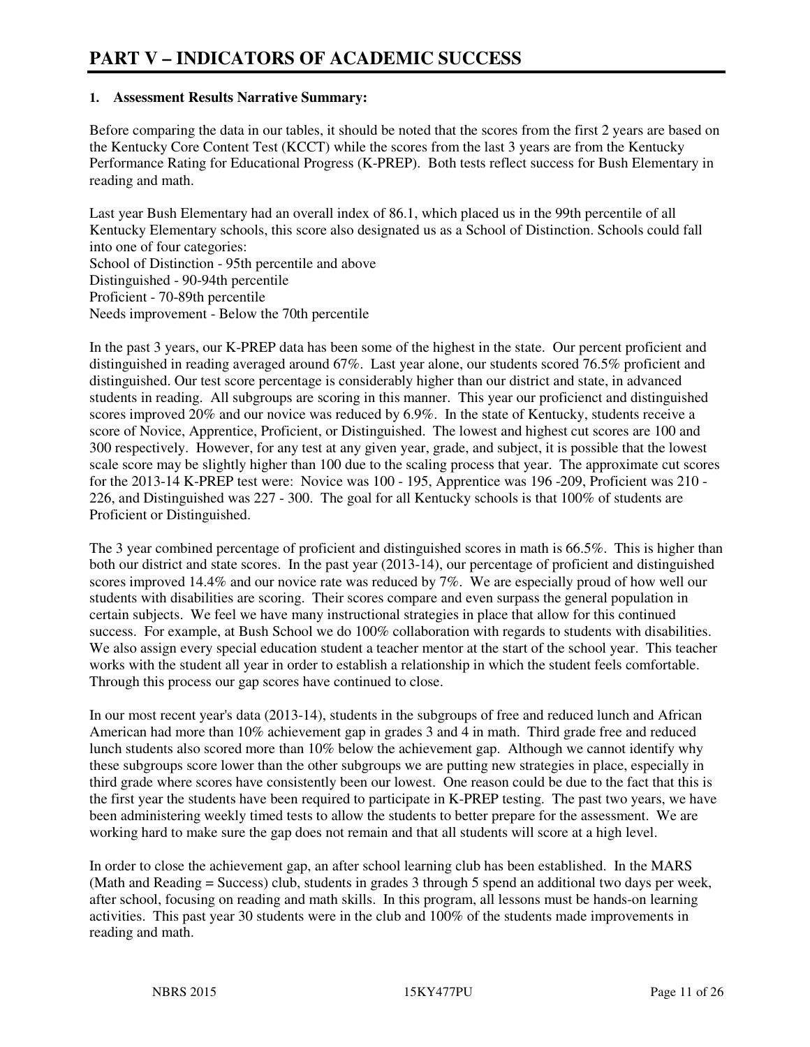# PART V – INDICATORS OF ACADEMIC SUCCESS

**1. Assessment Results Narrative Summary:**

Before comparing the data in our tables, it should be noted that the scores from the first 2 years are based on the Kentucky Core Content Test (KCCT) while the scores from the last 3 years are from the Kentucky Performance Rating for Educational Progress (K-PREP). Both tests reflect success for Bush Elementary in reading and math.

Last year Bush Elementary had an overall index of 86.1, which placed us in the 99th percentile of all Kentucky Elementary schools, this score also designated us as a School of Distinction. Schools could fall into one of four categories:
School of Distinction - 95th percentile and above
Distinguished - 90-94th percentile
Proficient - 70-89th percentile
Needs improvement - Below the 70th percentile

In the past 3 years, our K-PREP data has been some of the highest in the state. Our percent proficient and distinguished in reading averaged around 67%. Last year alone, our students scored 76.5% proficient and distinguished. Our test score percentage is considerably higher than our district and state, in advanced students in reading. All subgroups are scoring in this manner. This year our proficienct and distinguished scores improved 20% and our novice was reduced by 6.9%. In the state of Kentucky, students receive a score of Novice, Apprentice, Proficient, or Distinguished. The lowest and highest cut scores are 100 and 300 respectively. However, for any test at any given year, grade, and subject, it is possible that the lowest scale score may be slightly higher than 100 due to the scaling process that year. The approximate cut scores for the 2013-14 K-PREP test were: Novice was 100 - 195, Apprentice was 196 -209, Proficient was 210 - 226, and Distinguished was 227 - 300. The goal for all Kentucky schools is that 100% of students are Proficient or Distinguished.

The 3 year combined percentage of proficient and distinguished scores in math is 66.5%. This is higher than both our district and state scores. In the past year (2013-14), our percentage of proficient and distinguished scores improved 14.4% and our novice rate was reduced by 7%. We are especially proud of how well our students with disabilities are scoring. Their scores compare and even surpass the general population in certain subjects. We feel we have many instructional strategies in place that allow for this continued success. For example, at Bush School we do 100% collaboration with regards to students with disabilities. We also assign every special education student a teacher mentor at the start of the school year. This teacher works with the student all year in order to establish a relationship in which the student feels comfortable. Through this process our gap scores have continued to close.

In our most recent year's data (2013-14), students in the subgroups of free and reduced lunch and African American had more than 10% achievement gap in grades 3 and 4 in math. Third grade free and reduced lunch students also scored more than 10% below the achievement gap. Although we cannot identify why these subgroups score lower than the other subgroups we are putting new strategies in place, especially in third grade where scores have consistently been our lowest. One reason could be due to the fact that this is the first year the students have been required to participate in K-PREP testing. The past two years, we have been administering weekly timed tests to allow the students to better prepare for the assessment. We are working hard to make sure the gap does not remain and that all students will score at a high level.

In order to close the achievement gap, an after school learning club has been established. In the MARS (Math and Reading = Success) club, students in grades 3 through 5 spend an additional two days per week, after school, focusing on reading and math skills. In this program, all lessons must be hands-on learning activities. This past year 30 students were in the club and 100% of the students made improvements in reading and math.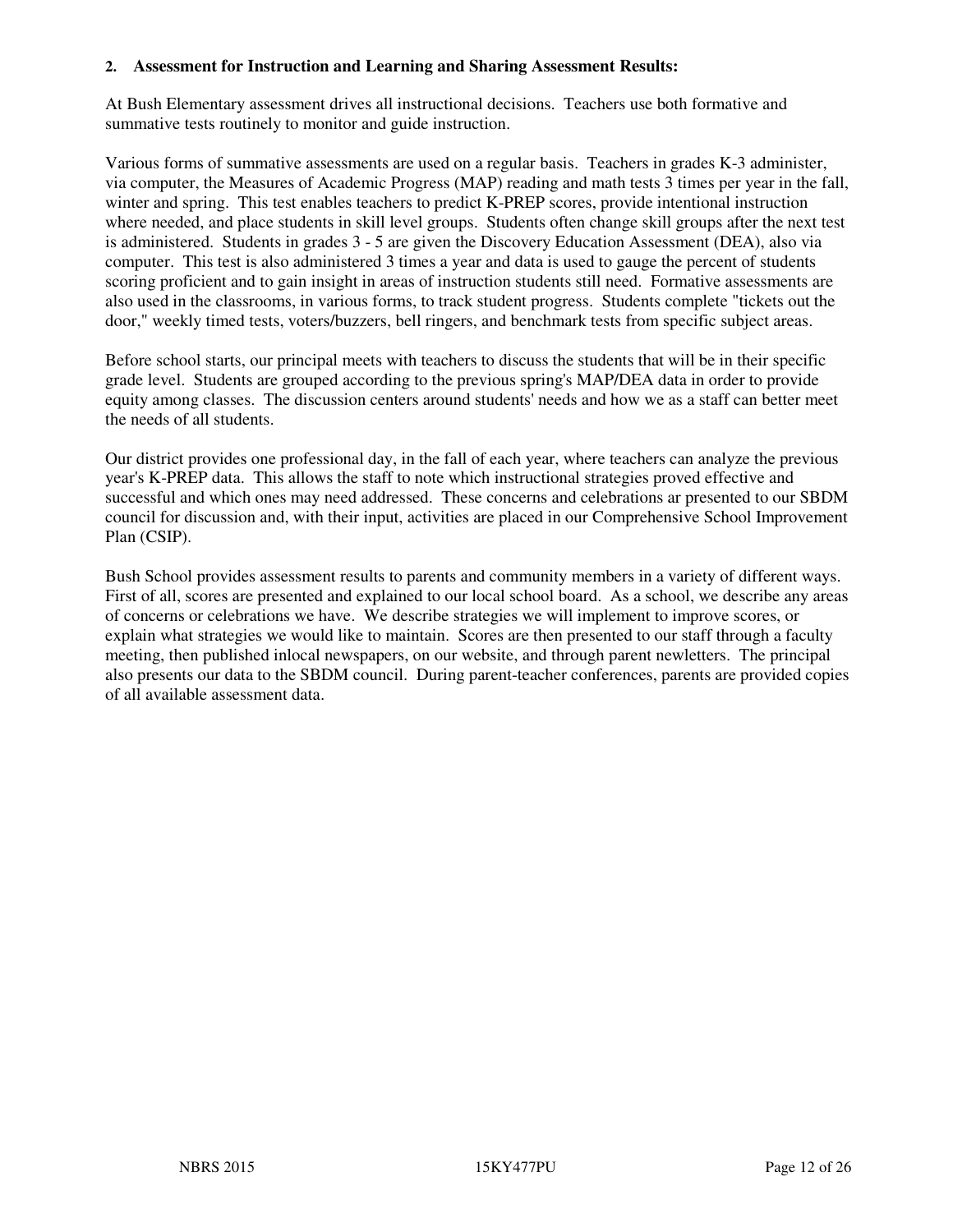**2. Assessment for Instruction and Learning and Sharing Assessment Results:**

At Bush Elementary assessment drives all instructional decisions. Teachers use both formative and summative tests routinely to monitor and guide instruction.

Various forms of summative assessments are used on a regular basis. Teachers in grades K-3 administer, via computer, the Measures of Academic Progress (MAP) reading and math tests 3 times per year in the fall, winter and spring. This test enables teachers to predict K-PREP scores, provide intentional instruction where needed, and place students in skill level groups. Students often change skill groups after the next test is administered. Students in grades 3 - 5 are given the Discovery Education Assessment (DEA), also via computer. This test is also administered 3 times a year and data is used to gauge the percent of students scoring proficient and to gain insight in areas of instruction students still need. Formative assessments are also used in the classrooms, in various forms, to track student progress. Students complete "tickets out the door," weekly timed tests, voters/buzzers, bell ringers, and benchmark tests from specific subject areas.

Before school starts, our principal meets with teachers to discuss the students that will be in their specific grade level. Students are grouped according to the previous spring's MAP/DEA data in order to provide equity among classes. The discussion centers around students' needs and how we as a staff can better meet the needs of all students.

Our district provides one professional day, in the fall of each year, where teachers can analyze the previous year's K-PREP data. This allows the staff to note which instructional strategies proved effective and successful and which ones may need addressed. These concerns and celebrations ar presented to our SBDM council for discussion and, with their input, activities are placed in our Comprehensive School Improvement Plan (CSIP).

Bush School provides assessment results to parents and community members in a variety of different ways. First of all, scores are presented and explained to our local school board. As a school, we describe any areas of concerns or celebrations we have. We describe strategies we will implement to improve scores, or explain what strategies we would like to maintain. Scores are then presented to our staff through a faculty meeting, then published inlocal newspapers, on our website, and through parent newletters. The principal also presents our data to the SBDM council. During parent-teacher conferences, parents are provided copies of all available assessment data.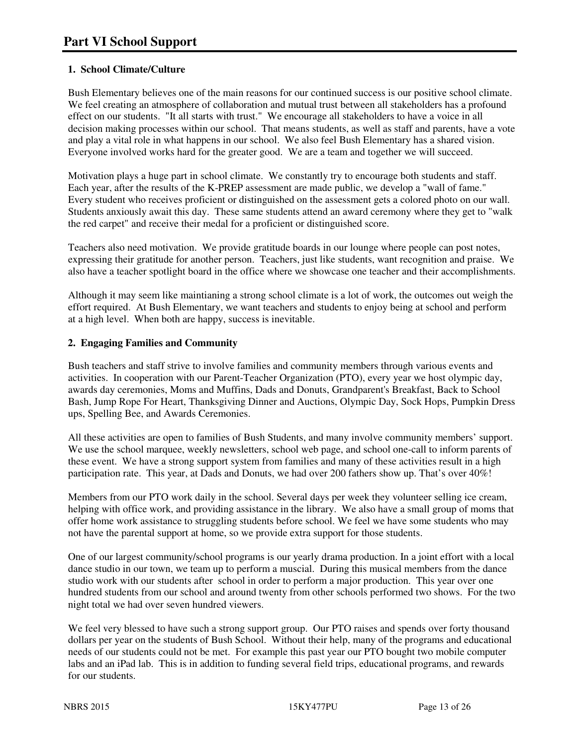# Part VI School Support

**1. School Climate/Culture**

Bush Elementary believes one of the main reasons for our continued success is our positive school climate. We feel creating an atmosphere of collaboration and mutual trust between all stakeholders has a profound effect on our students. "It all starts with trust." We encourage all stakeholders to have a voice in all decision making processes within our school. That means students, as well as staff and parents, have a vote and play a vital role in what happens in our school. We also feel Bush Elementary has a shared vision. Everyone involved works hard for the greater good. We are a team and together we will succeed.

Motivation plays a huge part in school climate. We constantly try to encourage both students and staff. Each year, after the results of the K-PREP assessment are made public, we develop a "wall of fame." Every student who receives proficient or distinguished on the assessment gets a colored photo on our wall. Students anxiously await this day. These same students attend an award ceremony where they get to "walk the red carpet" and receive their medal for a proficient or distinguished score.

Teachers also need motivation. We provide gratitude boards in our lounge where people can post notes, expressing their gratitude for another person. Teachers, just like students, want recognition and praise. We also have a teacher spotlight board in the office where we showcase one teacher and their accomplishments.

Although it may seem like maintianing a strong school climate is a lot of work, the outcomes out weigh the effort required. At Bush Elementary, we want teachers and students to enjoy being at school and perform at a high level. When both are happy, success is inevitable.

**2. Engaging Families and Community**

Bush teachers and staff strive to involve families and community members through various events and activities. In cooperation with our Parent-Teacher Organization (PTO), every year we host olympic day, awards day ceremonies, Moms and Muffins, Dads and Donuts, Grandparent's Breakfast, Back to School Bash, Jump Rope For Heart, Thanksgiving Dinner and Auctions, Olympic Day, Sock Hops, Pumpkin Dress ups, Spelling Bee, and Awards Ceremonies.

All these activities are open to families of Bush Students, and many involve community members' support. We use the school marquee, weekly newsletters, school web page, and school one-call to inform parents of these event. We have a strong support system from families and many of these activities result in a high participation rate. This year, at Dads and Donuts, we had over 200 fathers show up. That's over 40%!

Members from our PTO work daily in the school. Several days per week they volunteer selling ice cream, helping with office work, and providing assistance in the library. We also have a small group of moms that offer home work assistance to struggling students before school. We feel we have some students who may not have the parental support at home, so we provide extra support for those students.

One of our largest community/school programs is our yearly drama production. In a joint effort with a local dance studio in our town, we team up to perform a muscial. During this musical members from the dance studio work with our students after school in order to perform a major production. This year over one hundred students from our school and around twenty from other schools performed two shows. For the two night total we had over seven hundred viewers.

We feel very blessed to have such a strong support group. Our PTO raises and spends over forty thousand dollars per year on the students of Bush School. Without their help, many of the programs and educational needs of our students could not be met. For example this past year our PTO bought two mobile computer labs and an iPad lab. This is in addition to funding several field trips, educational programs, and rewards for our students.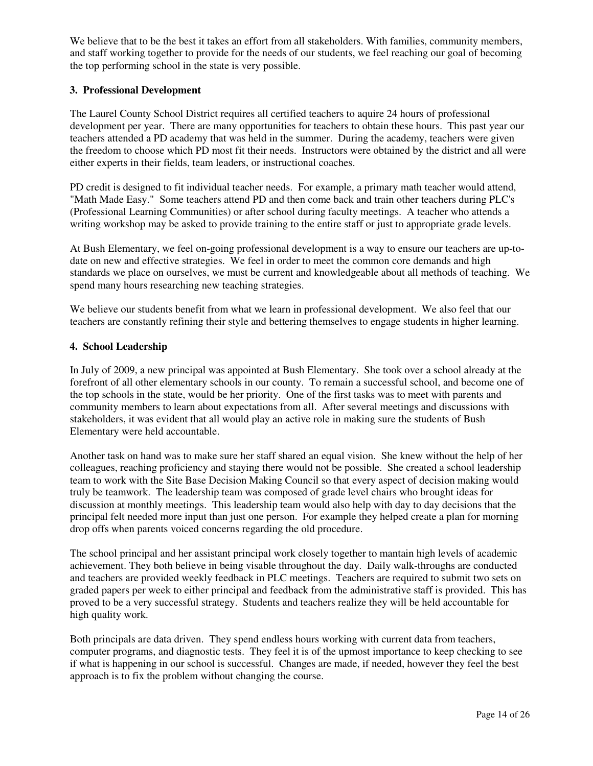We believe that to be the best it takes an effort from all stakeholders. With families, community members, and staff working together to provide for the needs of our students, we feel reaching our goal of becoming the top performing school in the state is very possible.

**3. Professional Development**

The Laurel County School District requires all certified teachers to aquire 24 hours of professional development per year. There are many opportunities for teachers to obtain these hours. This past year our teachers attended a PD academy that was held in the summer. During the academy, teachers were given the freedom to choose which PD most fit their needs. Instructors were obtained by the district and all were either experts in their fields, team leaders, or instructional coaches.

PD credit is designed to fit individual teacher needs. For example, a primary math teacher would attend, "Math Made Easy." Some teachers attend PD and then come back and train other teachers during PLC's (Professional Learning Communities) or after school during faculty meetings. A teacher who attends a writing workshop may be asked to provide training to the entire staff or just to appropriate grade levels.

At Bush Elementary, we feel on-going professional development is a way to ensure our teachers are up-to-date on new and effective strategies. We feel in order to meet the common core demands and high standards we place on ourselves, we must be current and knowledgeable about all methods of teaching. We spend many hours researching new teaching strategies.

We believe our students benefit from what we learn in professional development. We also feel that our teachers are constantly refining their style and bettering themselves to engage students in higher learning.

**4. School Leadership**

In July of 2009, a new principal was appointed at Bush Elementary. She took over a school already at the forefront of all other elementary schools in our county. To remain a successful school, and become one of the top schools in the state, would be her priority. One of the first tasks was to meet with parents and community members to learn about expectations from all. After several meetings and discussions with stakeholders, it was evident that all would play an active role in making sure the students of Bush Elementary were held accountable.

Another task on hand was to make sure her staff shared an equal vision. She knew without the help of her colleagues, reaching proficiency and staying there would not be possible. She created a school leadership team to work with the Site Base Decision Making Council so that every aspect of decision making would truly be teamwork. The leadership team was composed of grade level chairs who brought ideas for discussion at monthly meetings. This leadership team would also help with day to day decisions that the principal felt needed more input than just one person. For example they helped create a plan for morning drop offs when parents voiced concerns regarding the old procedure.

The school principal and her assistant principal work closely together to mantain high levels of academic achievement. They both believe in being visable throughout the day. Daily walk-throughs are conducted and teachers are provided weekly feedback in PLC meetings. Teachers are required to submit two sets on graded papers per week to either principal and feedback from the administrative staff is provided. This has proved to be a very successful strategy. Students and teachers realize they will be held accountable for high quality work.

Both principals are data driven. They spend endless hours working with current data from teachers, computer programs, and diagnostic tests. They feel it is of the upmost importance to keep checking to see if what is happening in our school is successful. Changes are made, if needed, however they feel the best approach is to fix the problem without changing the course.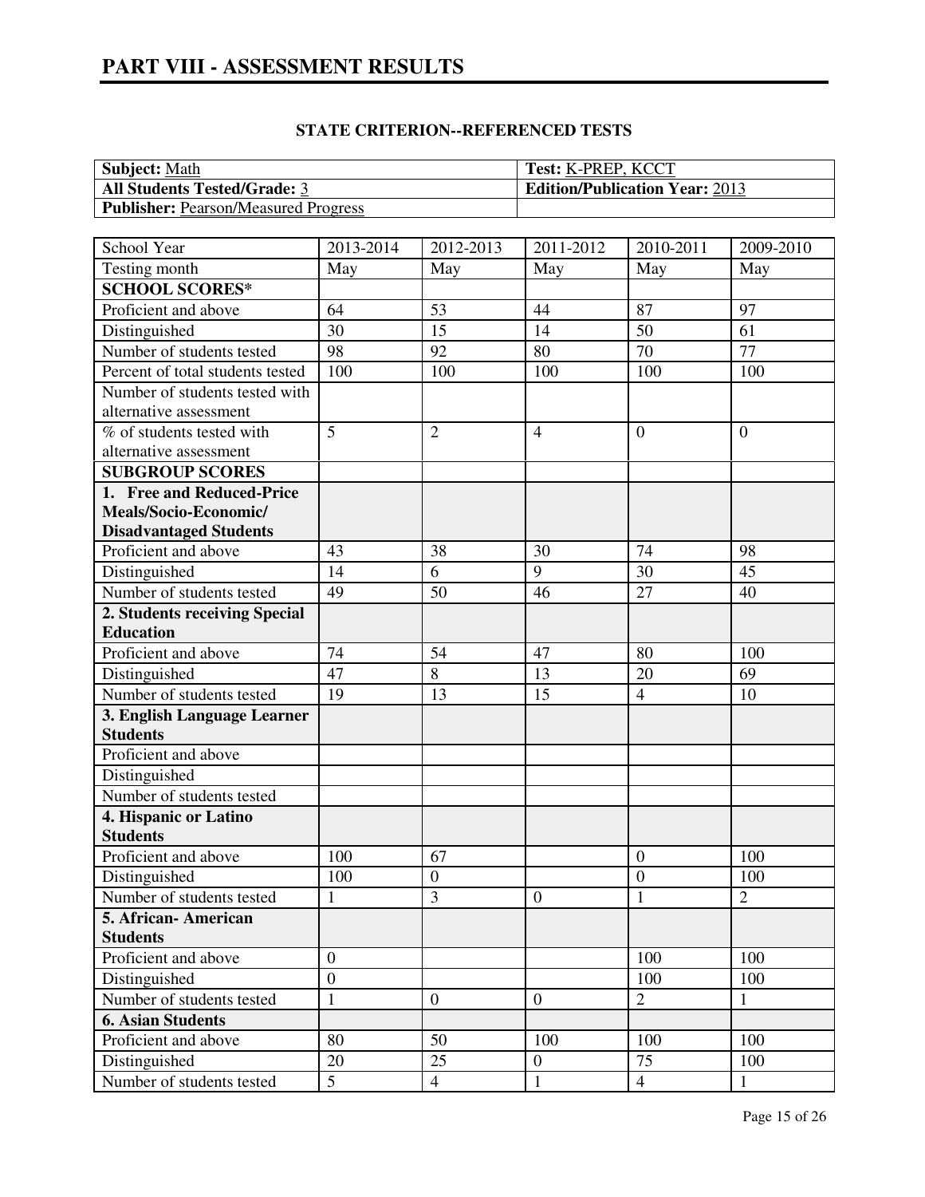# PART VIII - ASSESSMENT RESULTS

## STATE CRITERION--REFERENCED TESTS

| **Subject:** Math | **Test:** K-PREP, KCCT |
|---|---|
| **All Students Tested/Grade:** 3 | **Edition/Publication Year:** 2013 |
| **Publisher:** Pearson/Measured Progress | |

| School Year | 2013-2014 | 2012-2013 | 2011-2012 | 2010-2011 | 2009-2010 |
|---|---|---|---|---|---|
| Testing month | May | May | May | May | May |
| **SCHOOL SCORES*** | | | | | |
| Proficient and above | 64 | 53 | 44 | 87 | 97 |
| Distinguished | 30 | 15 | 14 | 50 | 61 |
| Number of students tested | 98 | 92 | 80 | 70 | 77 |
| Percent of total students tested | 100 | 100 | 100 | 100 | 100 |
| Number of students tested with alternative assessment | | | | | |
| % of students tested with alternative assessment | 5 | 2 | 4 | 0 | 0 |
| **SUBGROUP SCORES** | | | | | |
| **1. Free and Reduced-Price Meals/Socio-Economic/ Disadvantaged Students** | | | | | |
| Proficient and above | 43 | 38 | 30 | 74 | 98 |
| Distinguished | 14 | 6 | 9 | 30 | 45 |
| Number of students tested | 49 | 50 | 46 | 27 | 40 |
| **2. Students receiving Special Education** | | | | | |
| Proficient and above | 74 | 54 | 47 | 80 | 100 |
| Distinguished | 47 | 8 | 13 | 20 | 69 |
| Number of students tested | 19 | 13 | 15 | 4 | 10 |
| **3. English Language Learner Students** | | | | | |
| Proficient and above | | | | | |
| Distinguished | | | | | |
| Number of students tested | | | | | |
| **4. Hispanic or Latino Students** | | | | | |
| Proficient and above | 100 | 67 | | 0 | 100 |
| Distinguished | 100 | 0 | | 0 | 100 |
| Number of students tested | 1 | 3 | 0 | 1 | 2 |
| **5. African- American Students** | | | | | |
| Proficient and above | 0 | | | 100 | 100 |
| Distinguished | 0 | | | 100 | 100 |
| Number of students tested | 1 | 0 | 0 | 2 | 1 |
| **6. Asian Students** | | | | | |
| Proficient and above | 80 | 50 | 100 | 100 | 100 |
| Distinguished | 20 | 25 | 0 | 75 | 100 |
| Number of students tested | 5 | 4 | 1 | 4 | 1 |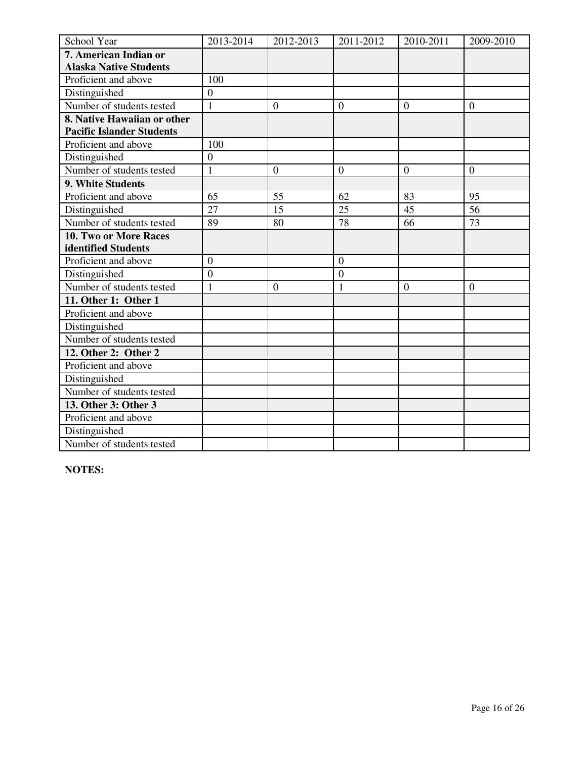| School Year | 2013-2014 | 2012-2013 | 2011-2012 | 2010-2011 | 2009-2010 |
|---|---|---|---|---|---|
| **7. American Indian or Alaska Native Students** | | | | | |
| Proficient and above | 100 | | | | |
| Distinguished | 0 | | | | |
| Number of students tested | 1 | 0 | 0 | 0 | 0 |
| **8. Native Hawaiian or other Pacific Islander Students** | | | | | |
| Proficient and above | 100 | | | | |
| Distinguished | 0 | | | | |
| Number of students tested | 1 | 0 | 0 | 0 | 0 |
| **9. White Students** | | | | | |
| Proficient and above | 65 | 55 | 62 | 83 | 95 |
| Distinguished | 27 | 15 | 25 | 45 | 56 |
| Number of students tested | 89 | 80 | 78 | 66 | 73 |
| **10. Two or More Races identified Students** | | | | | |
| Proficient and above | 0 | | 0 | | |
| Distinguished | 0 | | 0 | | |
| Number of students tested | 1 | 0 | 1 | 0 | 0 |
| **11. Other 1: Other 1** | | | | | |
| Proficient and above | | | | | |
| Distinguished | | | | | |
| Number of students tested | | | | | |
| **12. Other 2: Other 2** | | | | | |
| Proficient and above | | | | | |
| Distinguished | | | | | |
| Number of students tested | | | | | |
| **13. Other 3: Other 3** | | | | | |
| Proficient and above | | | | | |
| Distinguished | | | | | |
| Number of students tested | | | | | |

**NOTES:**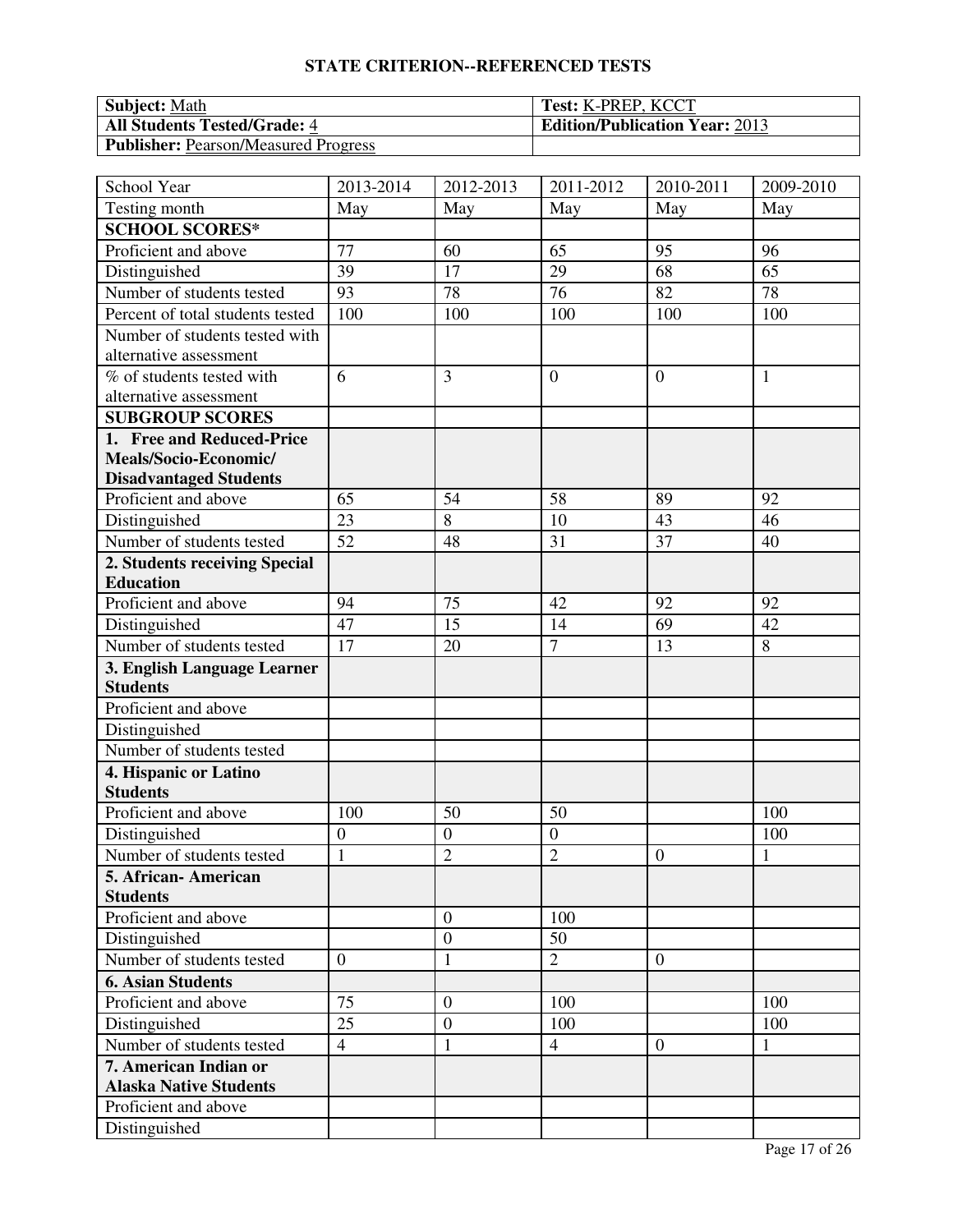## STATE CRITERION--REFERENCED TESTS

| **Subject:** Math | **Test:** K-PREP, KCCT |
|---|---|
| **All Students Tested/Grade:** 4 | **Edition/Publication Year:** 2013 |
| **Publisher:** Pearson/Measured Progress | |

| School Year | 2013-2014 | 2012-2013 | 2011-2012 | 2010-2011 | 2009-2010 |
|---|---|---|---|---|---|
| Testing month | May | May | May | May | May |
| **SCHOOL SCORES*** | | | | | |
| Proficient and above | 77 | 60 | 65 | 95 | 96 |
| Distinguished | 39 | 17 | 29 | 68 | 65 |
| Number of students tested | 93 | 78 | 76 | 82 | 78 |
| Percent of total students tested | 100 | 100 | 100 | 100 | 100 |
| Number of students tested with alternative assessment | | | | | |
| % of students tested with alternative assessment | 6 | 3 | 0 | 0 | 1 |
| **SUBGROUP SCORES** | | | | | |
| **1. Free and Reduced-Price Meals/Socio-Economic/ Disadvantaged Students** | | | | | |
| Proficient and above | 65 | 54 | 58 | 89 | 92 |
| Distinguished | 23 | 8 | 10 | 43 | 46 |
| Number of students tested | 52 | 48 | 31 | 37 | 40 |
| **2. Students receiving Special Education** | | | | | |
| Proficient and above | 94 | 75 | 42 | 92 | 92 |
| Distinguished | 47 | 15 | 14 | 69 | 42 |
| Number of students tested | 17 | 20 | 7 | 13 | 8 |
| **3. English Language Learner Students** | | | | | |
| Proficient and above | | | | | |
| Distinguished | | | | | |
| Number of students tested | | | | | |
| **4. Hispanic or Latino Students** | | | | | |
| Proficient and above | 100 | 50 | 50 | | 100 |
| Distinguished | 0 | 0 | 0 | | 100 |
| Number of students tested | 1 | 2 | 2 | 0 | 1 |
| **5. African- American Students** | | | | | |
| Proficient and above | | 0 | 100 | | |
| Distinguished | | 0 | 50 | | |
| Number of students tested | 0 | 1 | 2 | 0 | |
| **6. Asian Students** | | | | | |
| Proficient and above | 75 | 0 | 100 | | 100 |
| Distinguished | 25 | 0 | 100 | | 100 |
| Number of students tested | 4 | 1 | 4 | 0 | 1 |
| **7. American Indian or Alaska Native Students** | | | | | |
| Proficient and above | | | | | |
| Distinguished | | | | | |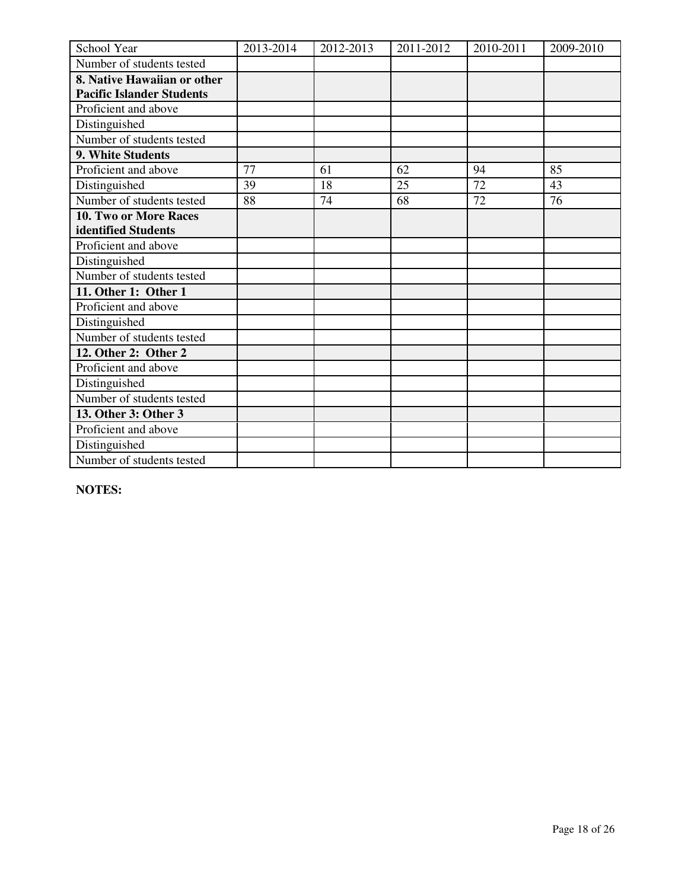| School Year | 2013-2014 | 2012-2013 | 2011-2012 | 2010-2011 | 2009-2010 |
|---|---|---|---|---|---|
| Number of students tested | | | | | |
| **8. Native Hawaiian or other Pacific Islander Students** | | | | | |
| Proficient and above | | | | | |
| Distinguished | | | | | |
| Number of students tested | | | | | |
| **9. White Students** | | | | | |
| Proficient and above | 77 | 61 | 62 | 94 | 85 |
| Distinguished | 39 | 18 | 25 | 72 | 43 |
| Number of students tested | 88 | 74 | 68 | 72 | 76 |
| **10. Two or More Races identified Students** | | | | | |
| Proficient and above | | | | | |
| Distinguished | | | | | |
| Number of students tested | | | | | |
| **11. Other 1: Other 1** | | | | | |
| Proficient and above | | | | | |
| Distinguished | | | | | |
| Number of students tested | | | | | |
| **12. Other 2: Other 2** | | | | | |
| Proficient and above | | | | | |
| Distinguished | | | | | |
| Number of students tested | | | | | |
| **13. Other 3: Other 3** | | | | | |
| Proficient and above | | | | | |
| Distinguished | | | | | |
| Number of students tested | | | | | |

**NOTES:**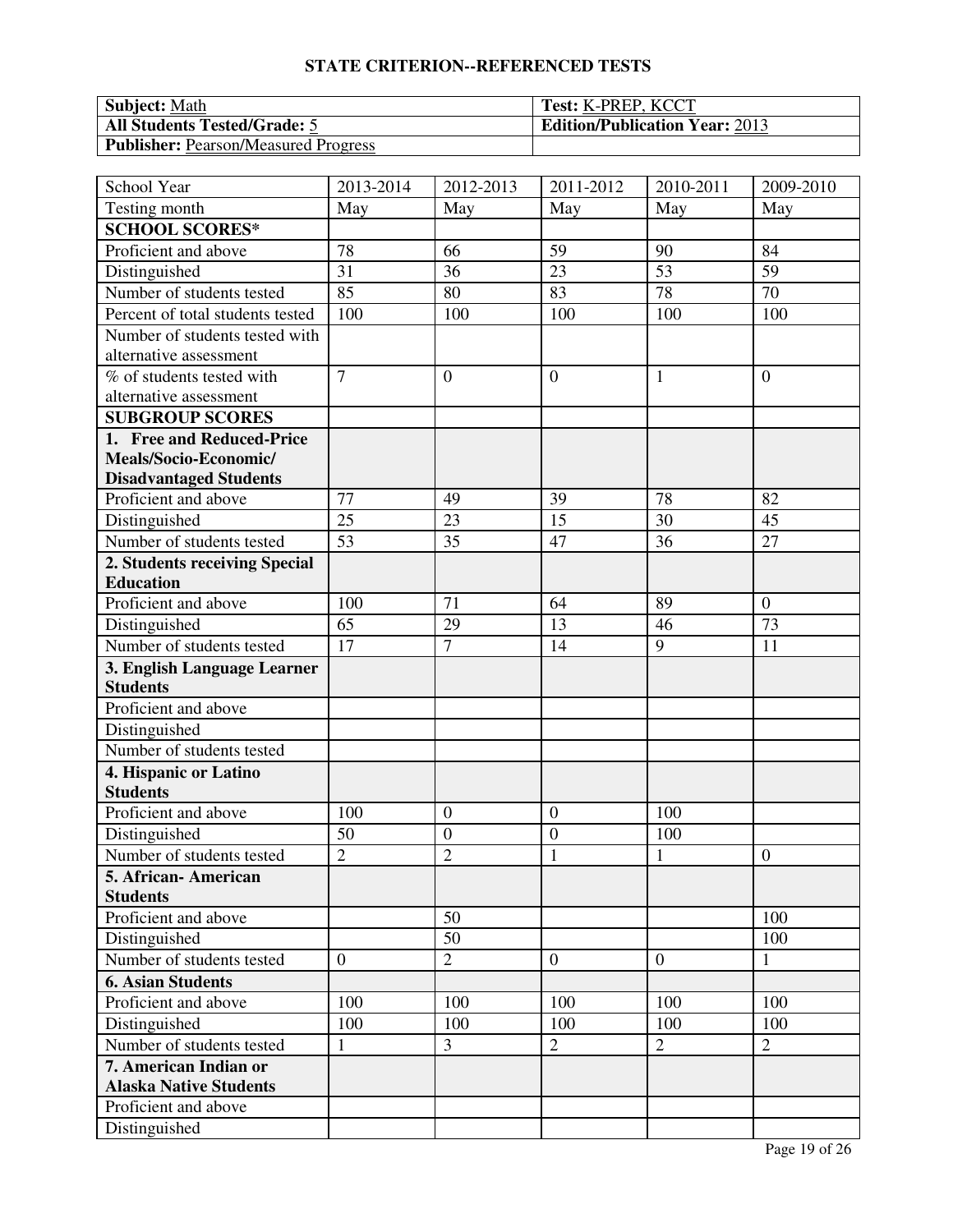## STATE CRITERION--REFERENCED TESTS

| **Subject:** Math | **Test:** K-PREP, KCCT |
|---|---|
| **All Students Tested/Grade:** 5 | **Edition/Publication Year:** 2013 |
| **Publisher:** Pearson/Measured Progress | |

| School Year | 2013-2014 | 2012-2013 | 2011-2012 | 2010-2011 | 2009-2010 |
|---|---|---|---|---|---|
| Testing month | May | May | May | May | May |
| **SCHOOL SCORES*** | | | | | |
| Proficient and above | 78 | 66 | 59 | 90 | 84 |
| Distinguished | 31 | 36 | 23 | 53 | 59 |
| Number of students tested | 85 | 80 | 83 | 78 | 70 |
| Percent of total students tested | 100 | 100 | 100 | 100 | 100 |
| Number of students tested with alternative assessment | | | | | |
| % of students tested with alternative assessment | 7 | 0 | 0 | 1 | 0 |
| **SUBGROUP SCORES** | | | | | |
| **1. Free and Reduced-Price Meals/Socio-Economic/ Disadvantaged Students** | | | | | |
| Proficient and above | 77 | 49 | 39 | 78 | 82 |
| Distinguished | 25 | 23 | 15 | 30 | 45 |
| Number of students tested | 53 | 35 | 47 | 36 | 27 |
| **2. Students receiving Special Education** | | | | | |
| Proficient and above | 100 | 71 | 64 | 89 | 0 |
| Distinguished | 65 | 29 | 13 | 46 | 73 |
| Number of students tested | 17 | 7 | 14 | 9 | 11 |
| **3. English Language Learner Students** | | | | | |
| Proficient and above | | | | | |
| Distinguished | | | | | |
| Number of students tested | | | | | |
| **4. Hispanic or Latino Students** | | | | | |
| Proficient and above | 100 | 0 | 0 | 100 | |
| Distinguished | 50 | 0 | 0 | 100 | |
| Number of students tested | 2 | 2 | 1 | 1 | 0 |
| **5. African- American Students** | | | | | |
| Proficient and above | | 50 | | | 100 |
| Distinguished | | 50 | | | 100 |
| Number of students tested | 0 | 2 | 0 | 0 | 1 |
| **6. Asian Students** | | | | | |
| Proficient and above | 100 | 100 | 100 | 100 | 100 |
| Distinguished | 100 | 100 | 100 | 100 | 100 |
| Number of students tested | 1 | 3 | 2 | 2 | 2 |
| **7. American Indian or Alaska Native Students** | | | | | |
| Proficient and above | | | | | |
| Distinguished | | | | | |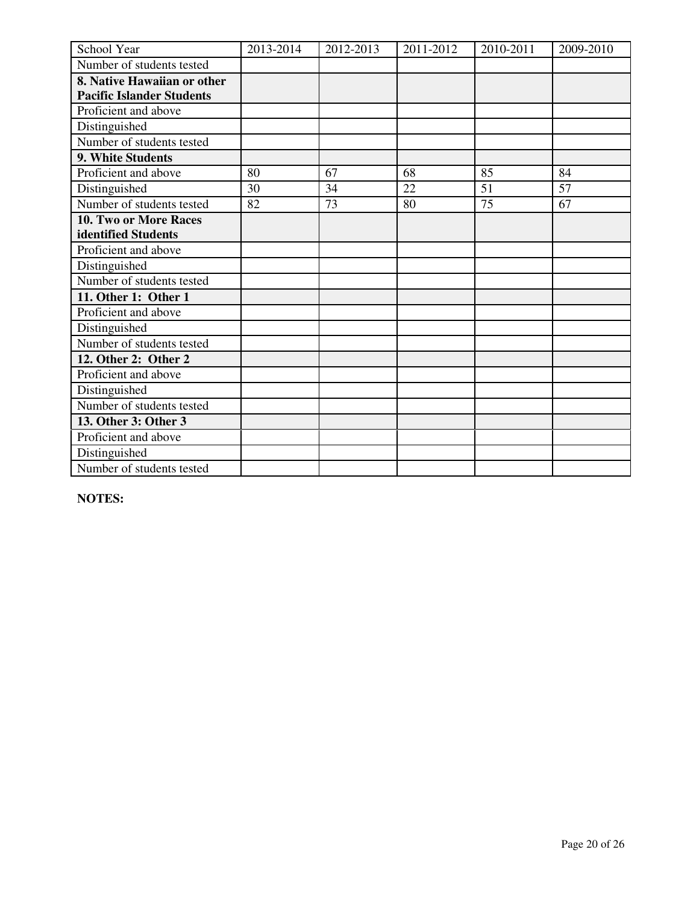| School Year | 2013-2014 | 2012-2013 | 2011-2012 | 2010-2011 | 2009-2010 |
| --- | --- | --- | --- | --- | --- |
| Number of students tested | | | | | |
| **8. Native Hawaiian or other Pacific Islander Students** | | | | | |
| Proficient and above | | | | | |
| Distinguished | | | | | |
| Number of students tested | | | | | |
| **9. White Students** | | | | | |
| Proficient and above | 80 | 67 | 68 | 85 | 84 |
| Distinguished | 30 | 34 | 22 | 51 | 57 |
| Number of students tested | 82 | 73 | 80 | 75 | 67 |
| **10. Two or More Races identified Students** | | | | | |
| Proficient and above | | | | | |
| Distinguished | | | | | |
| Number of students tested | | | | | |
| **11. Other 1: Other 1** | | | | | |
| Proficient and above | | | | | |
| Distinguished | | | | | |
| Number of students tested | | | | | |
| **12. Other 2: Other 2** | | | | | |
| Proficient and above | | | | | |
| Distinguished | | | | | |
| Number of students tested | | | | | |
| **13. Other 3: Other 3** | | | | | |
| Proficient and above | | | | | |
| Distinguished | | | | | |
| Number of students tested | | | | | |

**NOTES:**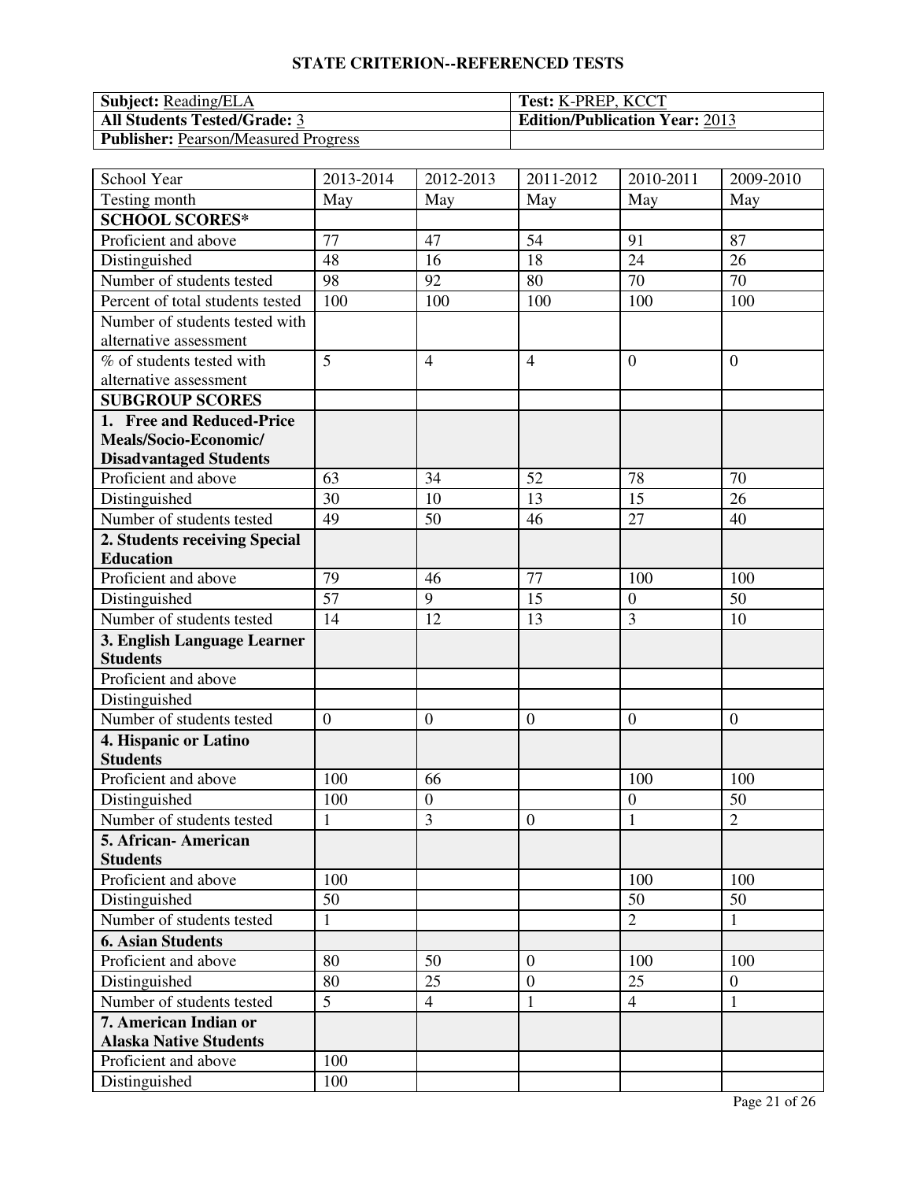## STATE CRITERION--REFERENCED TESTS

| **Subject:** Reading/ELA | **Test:** K-PREP, KCCT |
|---|---|
| **All Students Tested/Grade:** 3 | **Edition/Publication Year:** 2013 |
| **Publisher:** Pearson/Measured Progress | |

| School Year | 2013-2014 | 2012-2013 | 2011-2012 | 2010-2011 | 2009-2010 |
|---|---|---|---|---|---|
| Testing month | May | May | May | May | May |
| **SCHOOL SCORES*** | | | | | |
| Proficient and above | 77 | 47 | 54 | 91 | 87 |
| Distinguished | 48 | 16 | 18 | 24 | 26 |
| Number of students tested | 98 | 92 | 80 | 70 | 70 |
| Percent of total students tested | 100 | 100 | 100 | 100 | 100 |
| Number of students tested with alternative assessment | | | | | |
| % of students tested with alternative assessment | 5 | 4 | 4 | 0 | 0 |
| **SUBGROUP SCORES** | | | | | |
| **1. Free and Reduced-Price Meals/Socio-Economic/ Disadvantaged Students** | | | | | |
| Proficient and above | 63 | 34 | 52 | 78 | 70 |
| Distinguished | 30 | 10 | 13 | 15 | 26 |
| Number of students tested | 49 | 50 | 46 | 27 | 40 |
| **2. Students receiving Special Education** | | | | | |
| Proficient and above | 79 | 46 | 77 | 100 | 100 |
| Distinguished | 57 | 9 | 15 | 0 | 50 |
| Number of students tested | 14 | 12 | 13 | 3 | 10 |
| **3. English Language Learner Students** | | | | | |
| Proficient and above | | | | | |
| Distinguished | | | | | |
| Number of students tested | 0 | 0 | 0 | 0 | 0 |
| **4. Hispanic or Latino Students** | | | | | |
| Proficient and above | 100 | 66 | | 100 | 100 |
| Distinguished | 100 | 0 | | 0 | 50 |
| Number of students tested | 1 | 3 | 0 | 1 | 2 |
| **5. African- American Students** | | | | | |
| Proficient and above | 100 | | | 100 | 100 |
| Distinguished | 50 | | | 50 | 50 |
| Number of students tested | 1 | | | 2 | 1 |
| **6. Asian Students** | | | | | |
| Proficient and above | 80 | 50 | 0 | 100 | 100 |
| Distinguished | 80 | 25 | 0 | 25 | 0 |
| Number of students tested | 5 | 4 | 1 | 4 | 1 |
| **7. American Indian or Alaska Native Students** | | | | | |
| Proficient and above | 100 | | | | |
| Distinguished | 100 | | | | |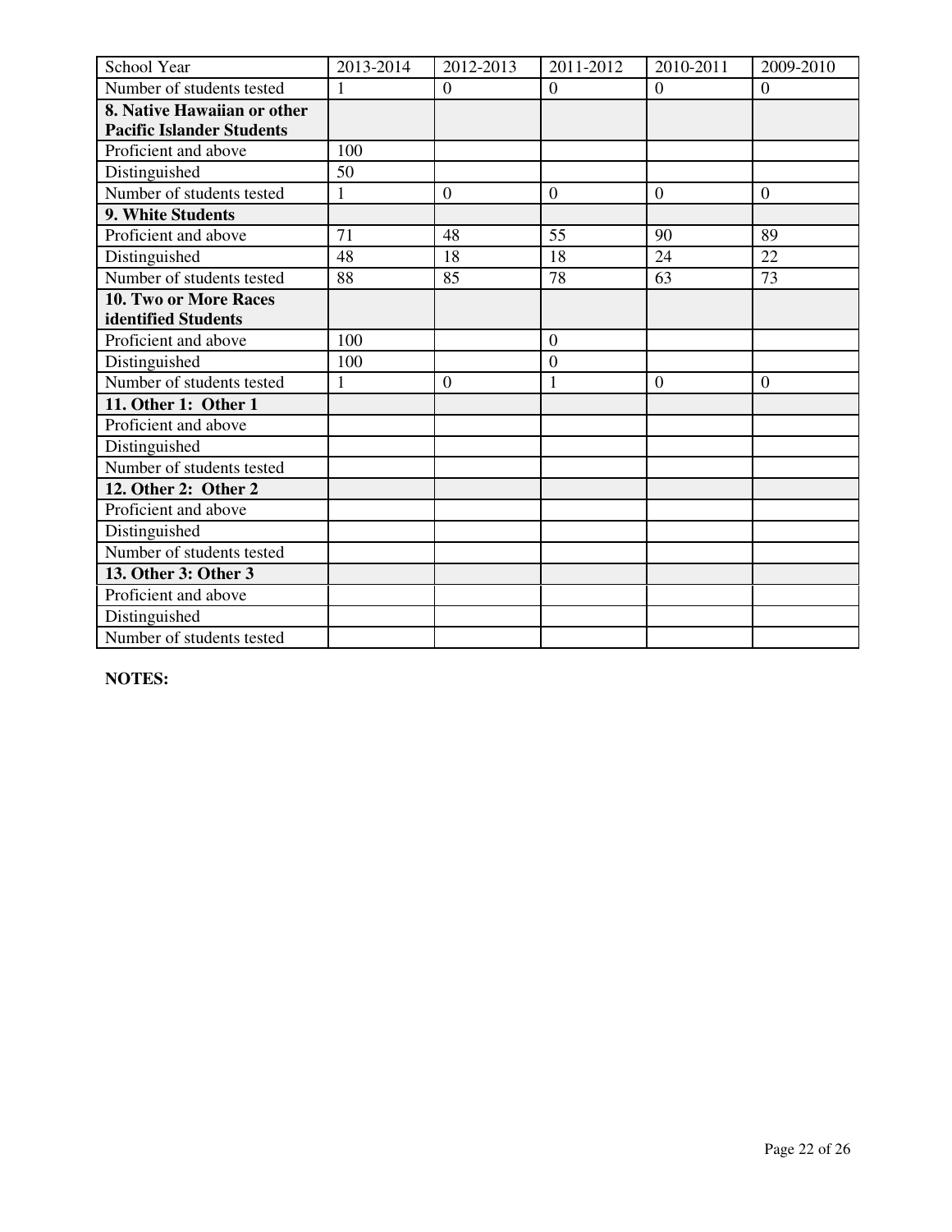| School Year | 2013-2014 | 2012-2013 | 2011-2012 | 2010-2011 | 2009-2010 |
|---|---|---|---|---|---|
| Number of students tested | 1 | 0 | 0 | 0 | 0 |
| **8. Native Hawaiian or other Pacific Islander Students** | | | | | |
| Proficient and above | 100 | | | | |
| Distinguished | 50 | | | | |
| Number of students tested | 1 | 0 | 0 | 0 | 0 |
| **9. White Students** | | | | | |
| Proficient and above | 71 | 48 | 55 | 90 | 89 |
| Distinguished | 48 | 18 | 18 | 24 | 22 |
| Number of students tested | 88 | 85 | 78 | 63 | 73 |
| **10. Two or More Races identified Students** | | | | | |
| Proficient and above | 100 | | 0 | | |
| Distinguished | 100 | | 0 | | |
| Number of students tested | 1 | 0 | 1 | 0 | 0 |
| **11. Other 1: Other 1** | | | | | |
| Proficient and above | | | | | |
| Distinguished | | | | | |
| Number of students tested | | | | | |
| **12. Other 2: Other 2** | | | | | |
| Proficient and above | | | | | |
| Distinguished | | | | | |
| Number of students tested | | | | | |
| **13. Other 3: Other 3** | | | | | |
| Proficient and above | | | | | |
| Distinguished | | | | | |
| Number of students tested | | | | | |

**NOTES:**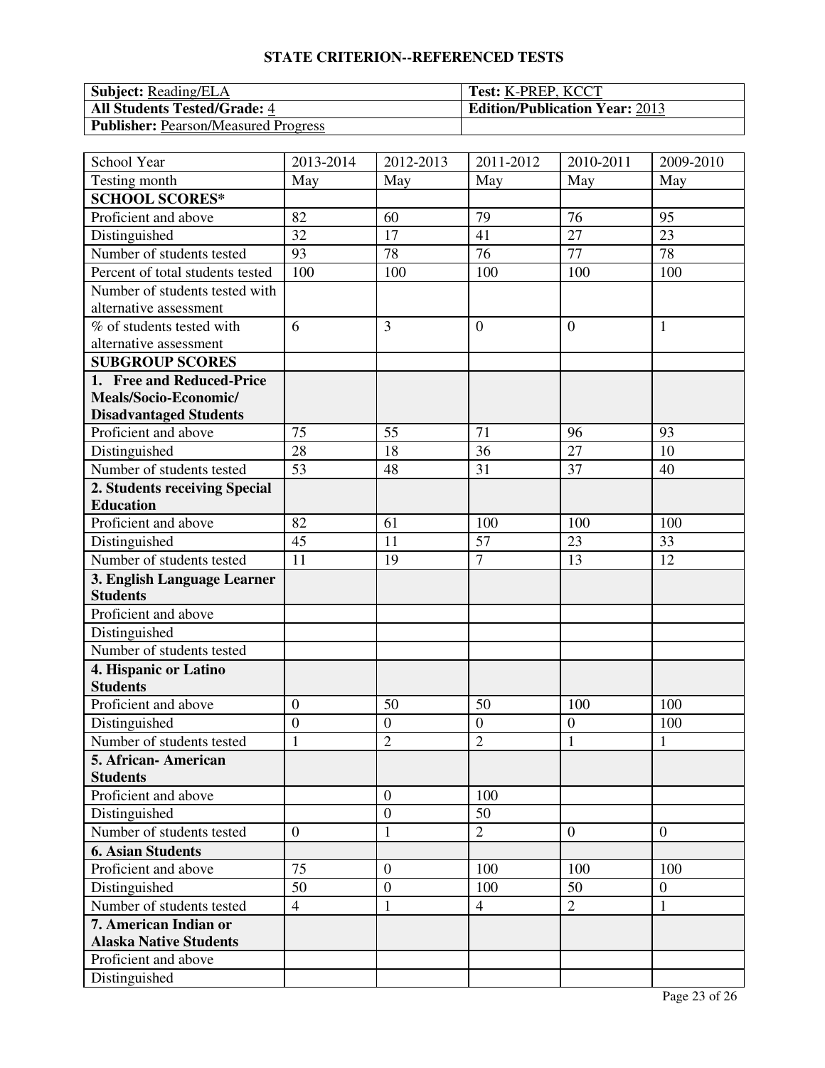## STATE CRITERION--REFERENCED TESTS

| **Subject:** Reading/ELA | **Test:** K-PREP, KCCT |
|---|---|
| **All Students Tested/Grade:** 4 | **Edition/Publication Year:** 2013 |
| **Publisher:** Pearson/Measured Progress | |

| School Year | 2013-2014 | 2012-2013 | 2011-2012 | 2010-2011 | 2009-2010 |
|---|---|---|---|---|---|
| Testing month | May | May | May | May | May |
| **SCHOOL SCORES*** | | | | | |
| Proficient and above | 82 | 60 | 79 | 76 | 95 |
| Distinguished | 32 | 17 | 41 | 27 | 23 |
| Number of students tested | 93 | 78 | 76 | 77 | 78 |
| Percent of total students tested | 100 | 100 | 100 | 100 | 100 |
| Number of students tested with alternative assessment | | | | | |
| % of students tested with alternative assessment | 6 | 3 | 0 | 0 | 1 |
| **SUBGROUP SCORES** | | | | | |
| **1. Free and Reduced-Price Meals/Socio-Economic/ Disadvantaged Students** | | | | | |
| Proficient and above | 75 | 55 | 71 | 96 | 93 |
| Distinguished | 28 | 18 | 36 | 27 | 10 |
| Number of students tested | 53 | 48 | 31 | 37 | 40 |
| **2. Students receiving Special Education** | | | | | |
| Proficient and above | 82 | 61 | 100 | 100 | 100 |
| Distinguished | 45 | 11 | 57 | 23 | 33 |
| Number of students tested | 11 | 19 | 7 | 13 | 12 |
| **3. English Language Learner Students** | | | | | |
| Proficient and above | | | | | |
| Distinguished | | | | | |
| Number of students tested | | | | | |
| **4. Hispanic or Latino Students** | | | | | |
| Proficient and above | 0 | 50 | 50 | 100 | 100 |
| Distinguished | 0 | 0 | 0 | 0 | 100 |
| Number of students tested | 1 | 2 | 2 | 1 | 1 |
| **5. African- American Students** | | | | | |
| Proficient and above | | 0 | 100 | | |
| Distinguished | | 0 | 50 | | |
| Number of students tested | 0 | 1 | 2 | 0 | 0 |
| **6. Asian Students** | | | | | |
| Proficient and above | 75 | 0 | 100 | 100 | 100 |
| Distinguished | 50 | 0 | 100 | 50 | 0 |
| Number of students tested | 4 | 1 | 4 | 2 | 1 |
| **7. American Indian or Alaska Native Students** | | | | | |
| Proficient and above | | | | | |
| Distinguished | | | | | |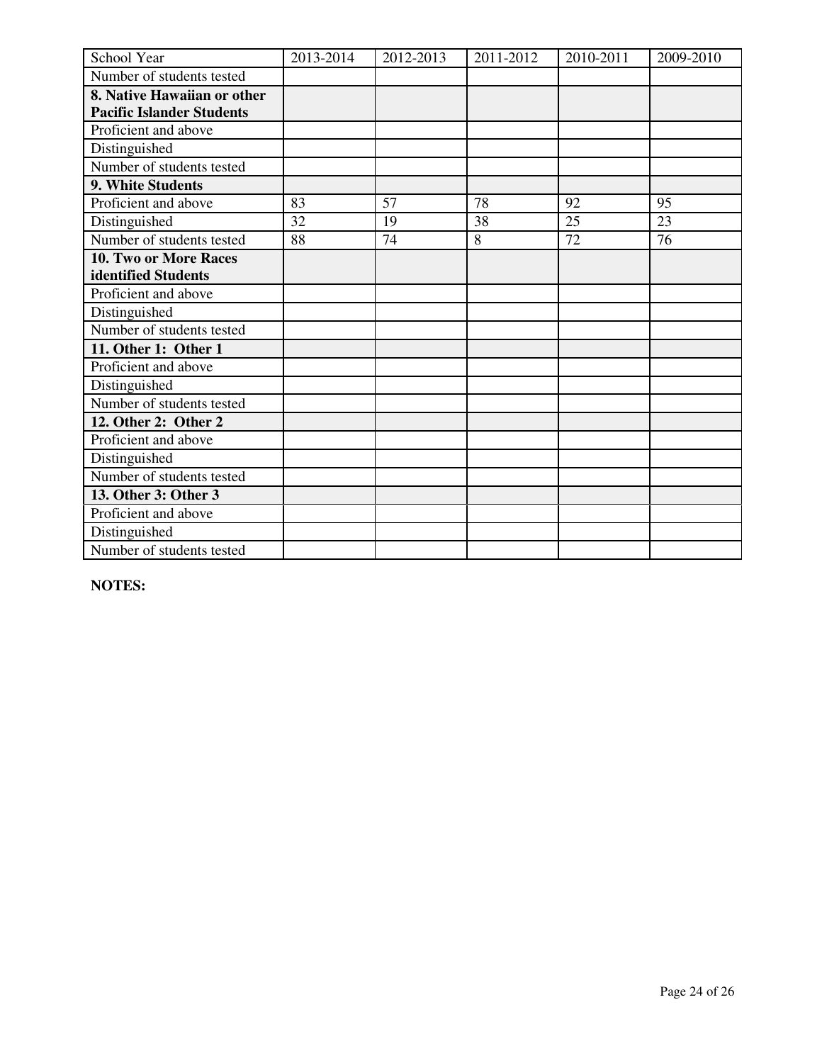| School Year | 2013-2014 | 2012-2013 | 2011-2012 | 2010-2011 | 2009-2010 |
|---|---|---|---|---|---|
| Number of students tested | | | | | |
| **8. Native Hawaiian or other Pacific Islander Students** | | | | | |
| Proficient and above | | | | | |
| Distinguished | | | | | |
| Number of students tested | | | | | |
| **9. White Students** | | | | | |
| Proficient and above | 83 | 57 | 78 | 92 | 95 |
| Distinguished | 32 | 19 | 38 | 25 | 23 |
| Number of students tested | 88 | 74 | 8 | 72 | 76 |
| **10. Two or More Races identified Students** | | | | | |
| Proficient and above | | | | | |
| Distinguished | | | | | |
| Number of students tested | | | | | |
| **11. Other 1: Other 1** | | | | | |
| Proficient and above | | | | | |
| Distinguished | | | | | |
| Number of students tested | | | | | |
| **12. Other 2: Other 2** | | | | | |
| Proficient and above | | | | | |
| Distinguished | | | | | |
| Number of students tested | | | | | |
| **13. Other 3: Other 3** | | | | | |
| Proficient and above | | | | | |
| Distinguished | | | | | |
| Number of students tested | | | | | |

**NOTES:**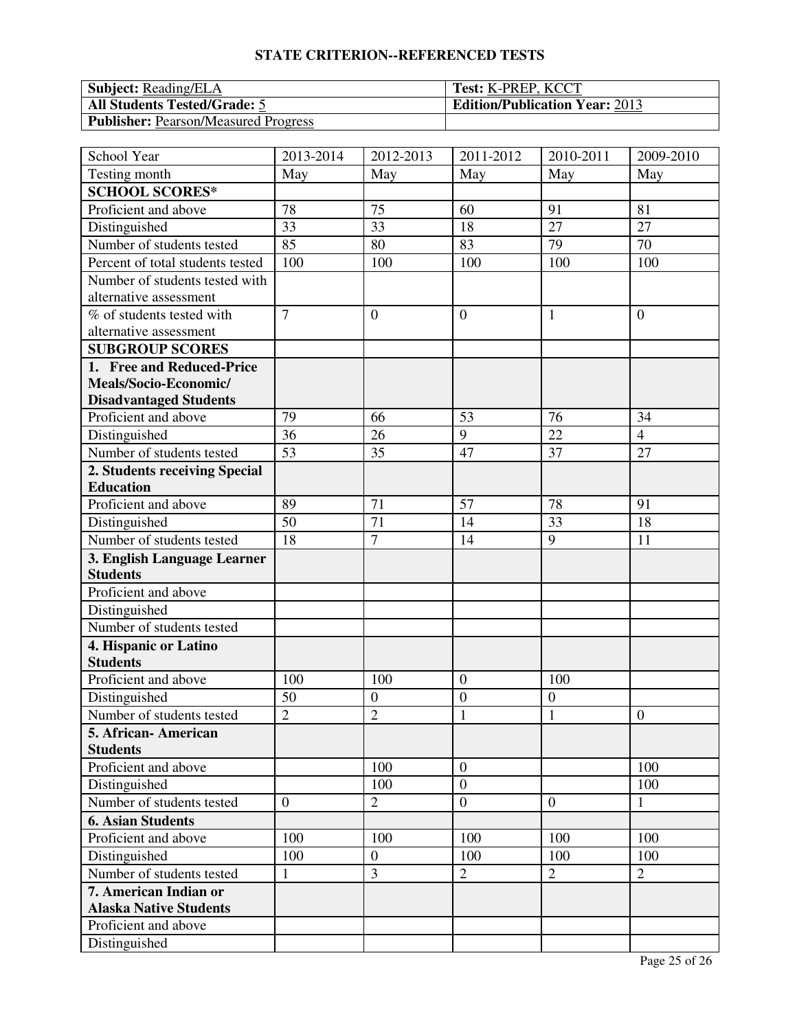## STATE CRITERION--REFERENCED TESTS

| **Subject:** Reading/ELA | **Test:** K-PREP, KCCT |
|---|---|
| **All Students Tested/Grade:** 5 | **Edition/Publication Year:** 2013 |
| **Publisher:** Pearson/Measured Progress | |

| School Year | 2013-2014 | 2012-2013 | 2011-2012 | 2010-2011 | 2009-2010 |
|---|---|---|---|---|---|
| Testing month | May | May | May | May | May |
| **SCHOOL SCORES*** | | | | | |
| Proficient and above | 78 | 75 | 60 | 91 | 81 |
| Distinguished | 33 | 33 | 18 | 27 | 27 |
| Number of students tested | 85 | 80 | 83 | 79 | 70 |
| Percent of total students tested | 100 | 100 | 100 | 100 | 100 |
| Number of students tested with alternative assessment | | | | | |
| % of students tested with alternative assessment | 7 | 0 | 0 | 1 | 0 |
| **SUBGROUP SCORES** | | | | | |
| **1. Free and Reduced-Price Meals/Socio-Economic/ Disadvantaged Students** | | | | | |
| Proficient and above | 79 | 66 | 53 | 76 | 34 |
| Distinguished | 36 | 26 | 9 | 22 | 4 |
| Number of students tested | 53 | 35 | 47 | 37 | 27 |
| **2. Students receiving Special Education** | | | | | |
| Proficient and above | 89 | 71 | 57 | 78 | 91 |
| Distinguished | 50 | 71 | 14 | 33 | 18 |
| Number of students tested | 18 | 7 | 14 | 9 | 11 |
| **3. English Language Learner Students** | | | | | |
| Proficient and above | | | | | |
| Distinguished | | | | | |
| Number of students tested | | | | | |
| **4. Hispanic or Latino Students** | | | | | |
| Proficient and above | 100 | 100 | 0 | 100 | |
| Distinguished | 50 | 0 | 0 | 0 | |
| Number of students tested | 2 | 2 | 1 | 1 | 0 |
| **5. African- American Students** | | | | | |
| Proficient and above | | 100 | 0 | | 100 |
| Distinguished | | 100 | 0 | | 100 |
| Number of students tested | 0 | 2 | 0 | 0 | 1 |
| **6. Asian Students** | | | | | |
| Proficient and above | 100 | 100 | 100 | 100 | 100 |
| Distinguished | 100 | 0 | 100 | 100 | 100 |
| Number of students tested | 1 | 3 | 2 | 2 | 2 |
| **7. American Indian or Alaska Native Students** | | | | | |
| Proficient and above | | | | | |
| Distinguished | | | | | |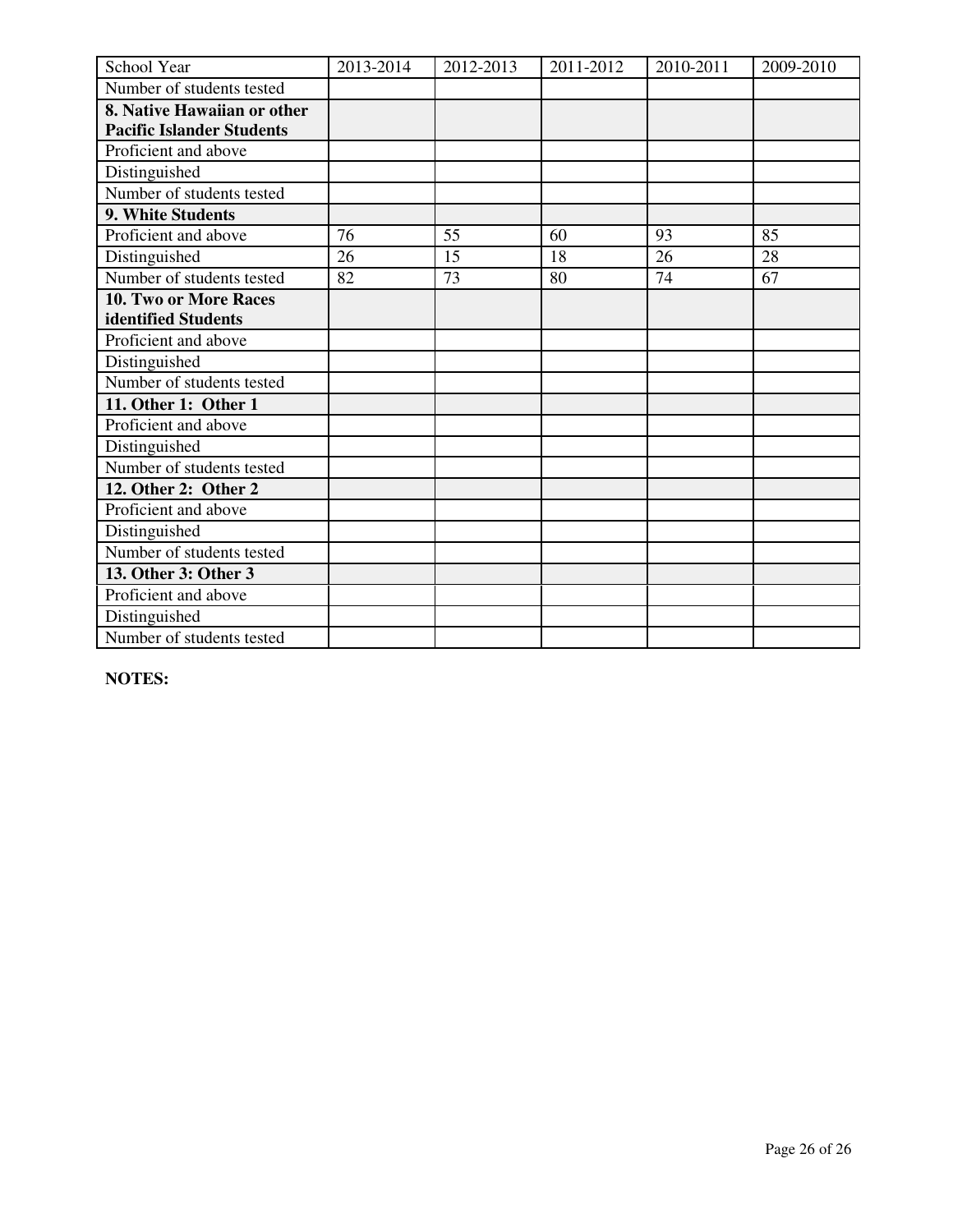| School Year | 2013-2014 | 2012-2013 | 2011-2012 | 2010-2011 | 2009-2010 |
|---|---|---|---|---|---|
| Number of students tested | | | | | |
| **8. Native Hawaiian or other Pacific Islander Students** | | | | | |
| Proficient and above | | | | | |
| Distinguished | | | | | |
| Number of students tested | | | | | |
| **9. White Students** | | | | | |
| Proficient and above | 76 | 55 | 60 | 93 | 85 |
| Distinguished | 26 | 15 | 18 | 26 | 28 |
| Number of students tested | 82 | 73 | 80 | 74 | 67 |
| **10. Two or More Races identified Students** | | | | | |
| Proficient and above | | | | | |
| Distinguished | | | | | |
| Number of students tested | | | | | |
| **11. Other 1: Other 1** | | | | | |
| Proficient and above | | | | | |
| Distinguished | | | | | |
| Number of students tested | | | | | |
| **12. Other 2: Other 2** | | | | | |
| Proficient and above | | | | | |
| Distinguished | | | | | |
| Number of students tested | | | | | |
| **13. Other 3: Other 3** | | | | | |
| Proficient and above | | | | | |
| Distinguished | | | | | |
| Number of students tested | | | | | |

**NOTES:**